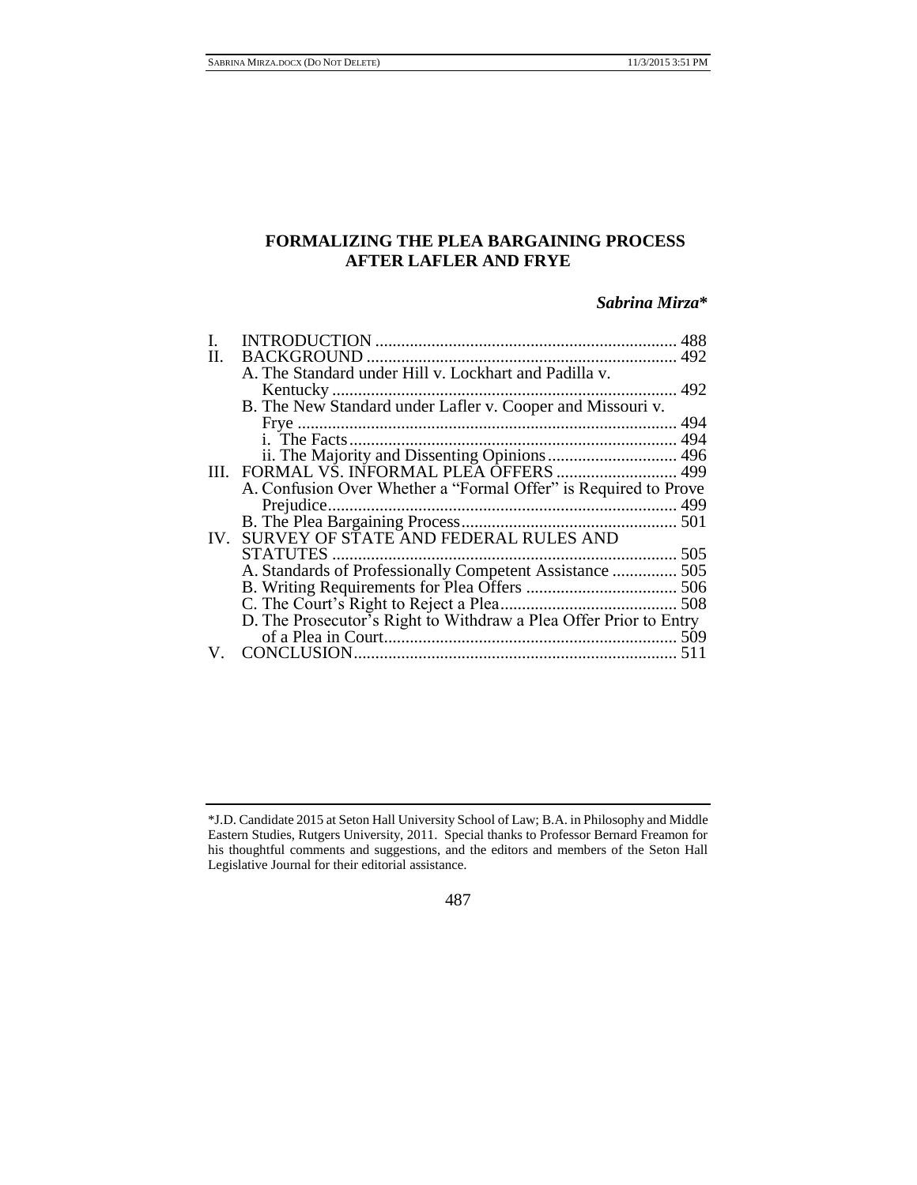# FORMALIZING THE PLEA BARGAINING PROCESS AFTER LAFLER AND FRYE

***Sabrina Mirza****

| | | |
|---|---|---|
| I. | INTRODUCTION | 488 |
| II. | BACKGROUND | 492 |
| | A. The Standard under Hill v. Lockhart and Padilla v. Kentucky | 492 |
| | B. The New Standard under Lafler v. Cooper and Missouri v. Frye | 494 |
| | i. The Facts | 494 |
| | ii. The Majority and Dissenting Opinions | 496 |
| III. | FORMAL VS. INFORMAL PLEA OFFERS | 499 |
| | A. Confusion Over Whether a "Formal Offer" is Required to Prove Prejudice | 499 |
| | B. The Plea Bargaining Process | 501 |
| IV. | SURVEY OF STATE AND FEDERAL RULES AND STATUTES | 505 |
| | A. Standards of Professionally Competent Assistance | 505 |
| | B. Writing Requirements for Plea Offers | 506 |
| | C. The Court's Right to Reject a Plea | 508 |
| | D. The Prosecutor's Right to Withdraw a Plea Offer Prior to Entry of a Plea in Court | 509 |
| V. | CONCLUSION | 511 |

---

*J.D. Candidate 2015 at Seton Hall University School of Law; B.A. in Philosophy and Middle Eastern Studies, Rutgers University, 2011. Special thanks to Professor Bernard Freamon for his thoughtful comments and suggestions, and the editors and members of the Seton Hall Legislative Journal for their editorial assistance.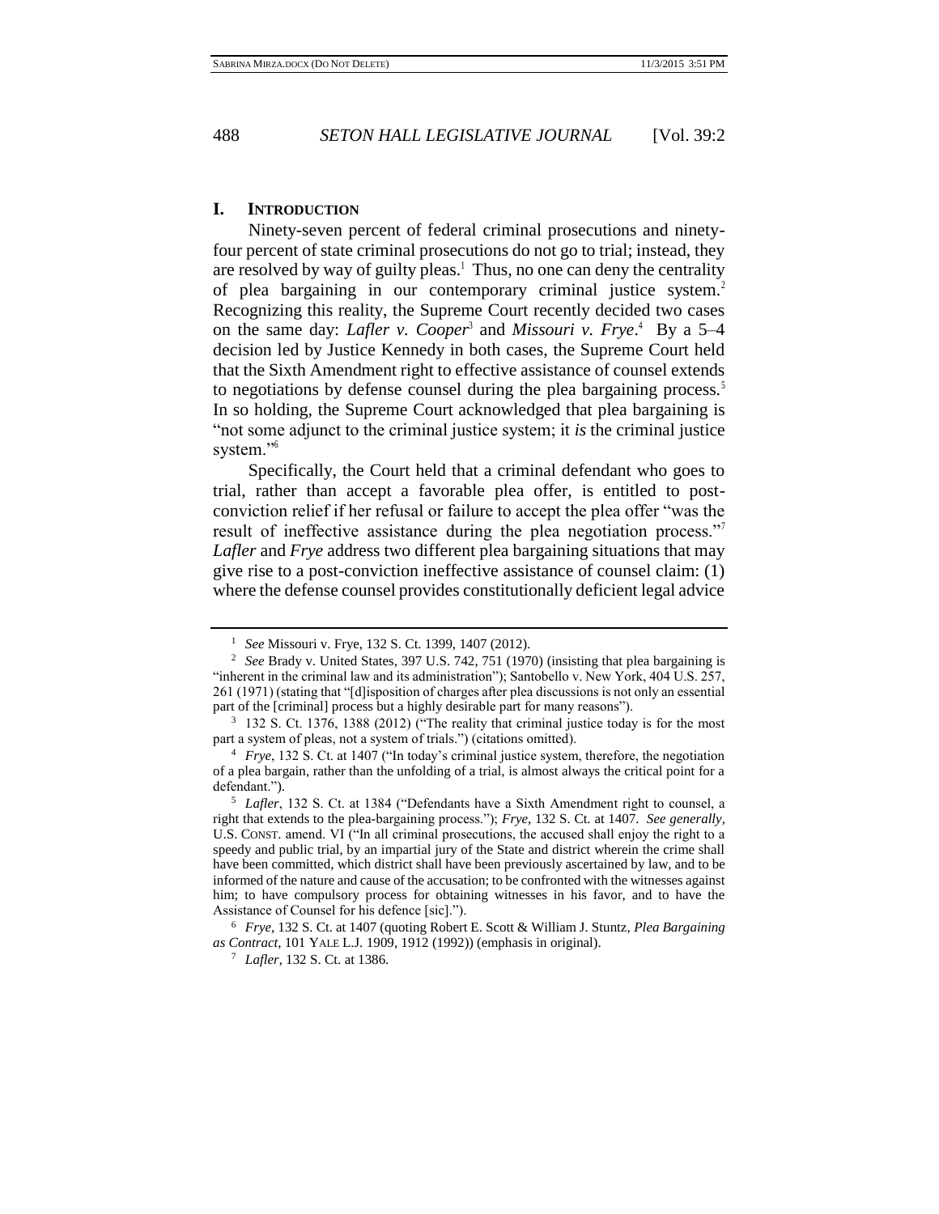## I. INTRODUCTION

Ninety-seven percent of federal criminal prosecutions and ninety-four percent of state criminal prosecutions do not go to trial; instead, they are resolved by way of guilty pleas.[1] Thus, no one can deny the centrality of plea bargaining in our contemporary criminal justice system.[2] Recognizing this reality, the Supreme Court recently decided two cases on the same day: *Lafler v. Cooper*[3] and *Missouri v. Frye*.[4] By a 5–4 decision led by Justice Kennedy in both cases, the Supreme Court held that the Sixth Amendment right to effective assistance of counsel extends to negotiations by defense counsel during the plea bargaining process.[5] In so holding, the Supreme Court acknowledged that plea bargaining is "not some adjunct to the criminal justice system; it *is* the criminal justice system."[6]

Specifically, the Court held that a criminal defendant who goes to trial, rather than accept a favorable plea offer, is entitled to post-conviction relief if her refusal or failure to accept the plea offer "was the result of ineffective assistance during the plea negotiation process."[7] *Lafler* and *Frye* address two different plea bargaining situations that may give rise to a post-conviction ineffective assistance of counsel claim: (1) where the defense counsel provides constitutionally deficient legal advice

---

[1] *See* Missouri v. Frye, 132 S. Ct. 1399, 1407 (2012).

[2] *See* Brady v. United States, 397 U.S. 742, 751 (1970) (insisting that plea bargaining is "inherent in the criminal law and its administration"); Santobello v. New York, 404 U.S. 257, 261 (1971) (stating that "[d]isposition of charges after plea discussions is not only an essential part of the [criminal] process but a highly desirable part for many reasons").

[3] 132 S. Ct. 1376, 1388 (2012) ("The reality that criminal justice today is for the most part a system of pleas, not a system of trials.") (citations omitted).

[4] *Frye*, 132 S. Ct. at 1407 ("In today's criminal justice system, therefore, the negotiation of a plea bargain, rather than the unfolding of a trial, is almost always the critical point for a defendant.").

[5] *Lafler*, 132 S. Ct. at 1384 ("Defendants have a Sixth Amendment right to counsel, a right that extends to the plea-bargaining process."); *Frye*, 132 S. Ct. at 1407. *See generally*, U.S. CONST. amend. VI ("In all criminal prosecutions, the accused shall enjoy the right to a speedy and public trial, by an impartial jury of the State and district wherein the crime shall have been committed, which district shall have been previously ascertained by law, and to be informed of the nature and cause of the accusation; to be confronted with the witnesses against him; to have compulsory process for obtaining witnesses in his favor, and to have the Assistance of Counsel for his defence [sic].").

[6] *Frye*, 132 S. Ct. at 1407 (quoting Robert E. Scott & William J. Stuntz, *Plea Bargaining as Contract*, 101 YALE L.J. 1909, 1912 (1992)) (emphasis in original).

[7] *Lafler*, 132 S. Ct. at 1386.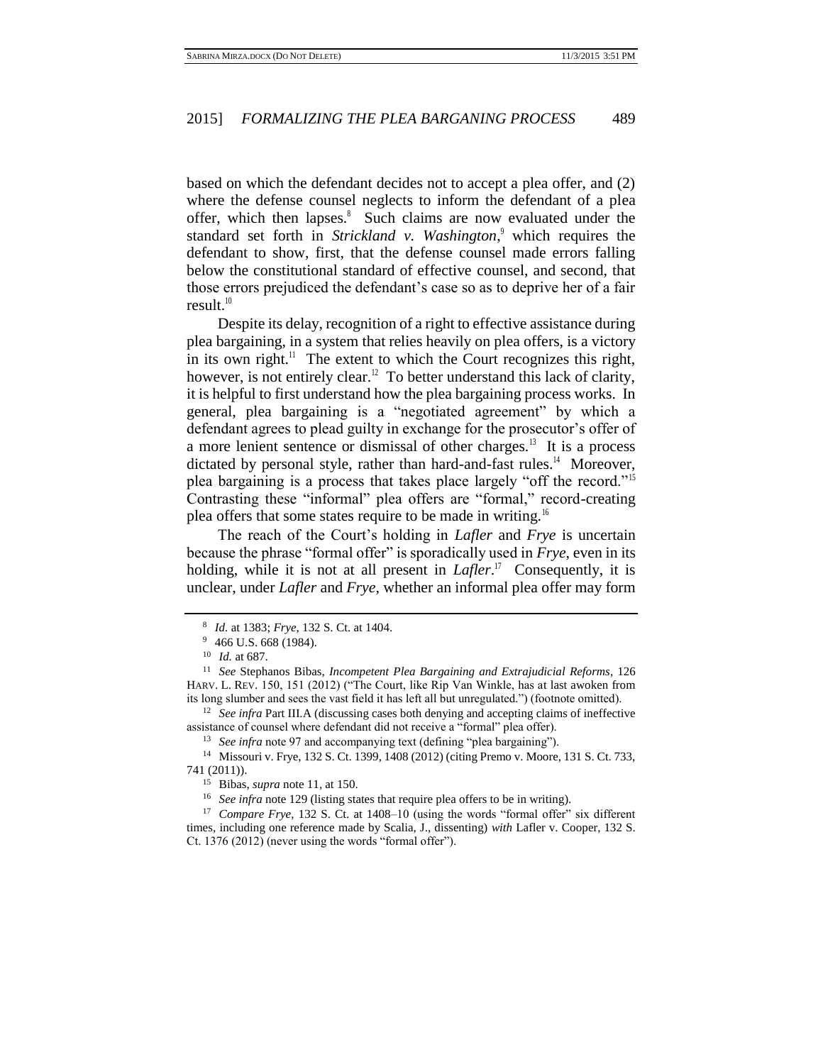based on which the defendant decides not to accept a plea offer, and (2) where the defense counsel neglects to inform the defendant of a plea offer, which then lapses.[8] Such claims are now evaluated under the standard set forth in *Strickland v. Washington*,[9] which requires the defendant to show, first, that the defense counsel made errors falling below the constitutional standard of effective counsel, and second, that those errors prejudiced the defendant's case so as to deprive her of a fair result.[10]

Despite its delay, recognition of a right to effective assistance during plea bargaining, in a system that relies heavily on plea offers, is a victory in its own right.[11] The extent to which the Court recognizes this right, however, is not entirely clear.[12] To better understand this lack of clarity, it is helpful to first understand how the plea bargaining process works. In general, plea bargaining is a "negotiated agreement" by which a defendant agrees to plead guilty in exchange for the prosecutor's offer of a more lenient sentence or dismissal of other charges.[13] It is a process dictated by personal style, rather than hard-and-fast rules.[14] Moreover, plea bargaining is a process that takes place largely "off the record."[15] Contrasting these "informal" plea offers are "formal," record-creating plea offers that some states require to be made in writing.[16]

The reach of the Court's holding in *Lafler* and *Frye* is uncertain because the phrase "formal offer" is sporadically used in *Frye*, even in its holding, while it is not at all present in *Lafler*.[17] Consequently, it is unclear, under *Lafler* and *Frye*, whether an informal plea offer may form

---

[8] *Id.* at 1383; *Frye*, 132 S. Ct. at 1404.

[9] 466 U.S. 668 (1984).

[10] *Id.* at 687.

[11] *See* Stephanos Bibas, *Incompetent Plea Bargaining and Extrajudicial Reforms*, 126 HARV. L. REV. 150, 151 (2012) ("The Court, like Rip Van Winkle, has at last awoken from its long slumber and sees the vast field it has left all but unregulated.") (footnote omitted).

[12] *See infra* Part III.A (discussing cases both denying and accepting claims of ineffective assistance of counsel where defendant did not receive a "formal" plea offer).

[13] *See infra* note 97 and accompanying text (defining "plea bargaining").

[14] Missouri v. Frye, 132 S. Ct. 1399, 1408 (2012) (citing Premo v. Moore, 131 S. Ct. 733, 741 (2011)).

[15] Bibas, *supra* note 11, at 150.

[16] *See infra* note 129 (listing states that require plea offers to be in writing).

[17] *Compare Frye*, 132 S. Ct. at 1408–10 (using the words "formal offer" six different times, including one reference made by Scalia, J., dissenting) *with* Lafler v. Cooper, 132 S. Ct. 1376 (2012) (never using the words "formal offer").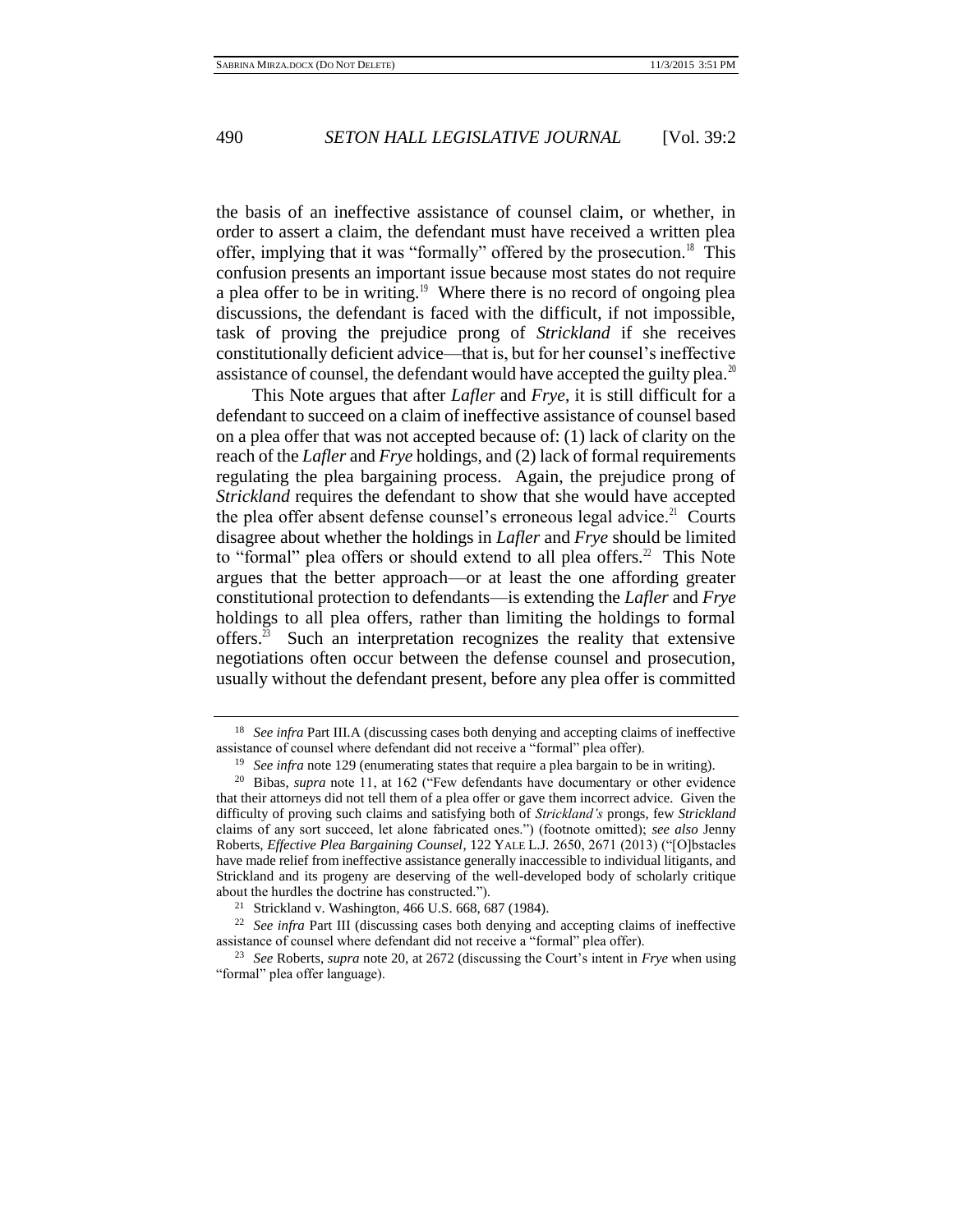the basis of an ineffective assistance of counsel claim, or whether, in order to assert a claim, the defendant must have received a written plea offer, implying that it was "formally" offered by the prosecution.[18] This confusion presents an important issue because most states do not require a plea offer to be in writing.[19] Where there is no record of ongoing plea discussions, the defendant is faced with the difficult, if not impossible, task of proving the prejudice prong of *Strickland* if she receives constitutionally deficient advice—that is, but for her counsel's ineffective assistance of counsel, the defendant would have accepted the guilty plea.[20]

This Note argues that after *Lafler* and *Frye*, it is still difficult for a defendant to succeed on a claim of ineffective assistance of counsel based on a plea offer that was not accepted because of: (1) lack of clarity on the reach of the *Lafler* and *Frye* holdings, and (2) lack of formal requirements regulating the plea bargaining process. Again, the prejudice prong of *Strickland* requires the defendant to show that she would have accepted the plea offer absent defense counsel's erroneous legal advice.[21] Courts disagree about whether the holdings in *Lafler* and *Frye* should be limited to "formal" plea offers or should extend to all plea offers.[22] This Note argues that the better approach—or at least the one affording greater constitutional protection to defendants—is extending the *Lafler* and *Frye* holdings to all plea offers, rather than limiting the holdings to formal offers.[23] Such an interpretation recognizes the reality that extensive negotiations often occur between the defense counsel and prosecution, usually without the defendant present, before any plea offer is committed

---

[18] *See infra* Part III.A (discussing cases both denying and accepting claims of ineffective assistance of counsel where defendant did not receive a "formal" plea offer).

[19] *See infra* note 129 (enumerating states that require a plea bargain to be in writing).

[20] Bibas, *supra* note 11, at 162 ("Few defendants have documentary or other evidence that their attorneys did not tell them of a plea offer or gave them incorrect advice. Given the difficulty of proving such claims and satisfying both of *Strickland's* prongs, few *Strickland* claims of any sort succeed, let alone fabricated ones.") (footnote omitted); *see also* Jenny Roberts, *Effective Plea Bargaining Counsel*, 122 YALE L.J. 2650, 2671 (2013) ("[O]bstacles have made relief from ineffective assistance generally inaccessible to individual litigants, and Strickland and its progeny are deserving of the well-developed body of scholarly critique about the hurdles the doctrine has constructed.").

[21] Strickland v. Washington, 466 U.S. 668, 687 (1984).

[22] *See infra* Part III (discussing cases both denying and accepting claims of ineffective assistance of counsel where defendant did not receive a "formal" plea offer).

[23] *See* Roberts, *supra* note 20, at 2672 (discussing the Court's intent in *Frye* when using "formal" plea offer language).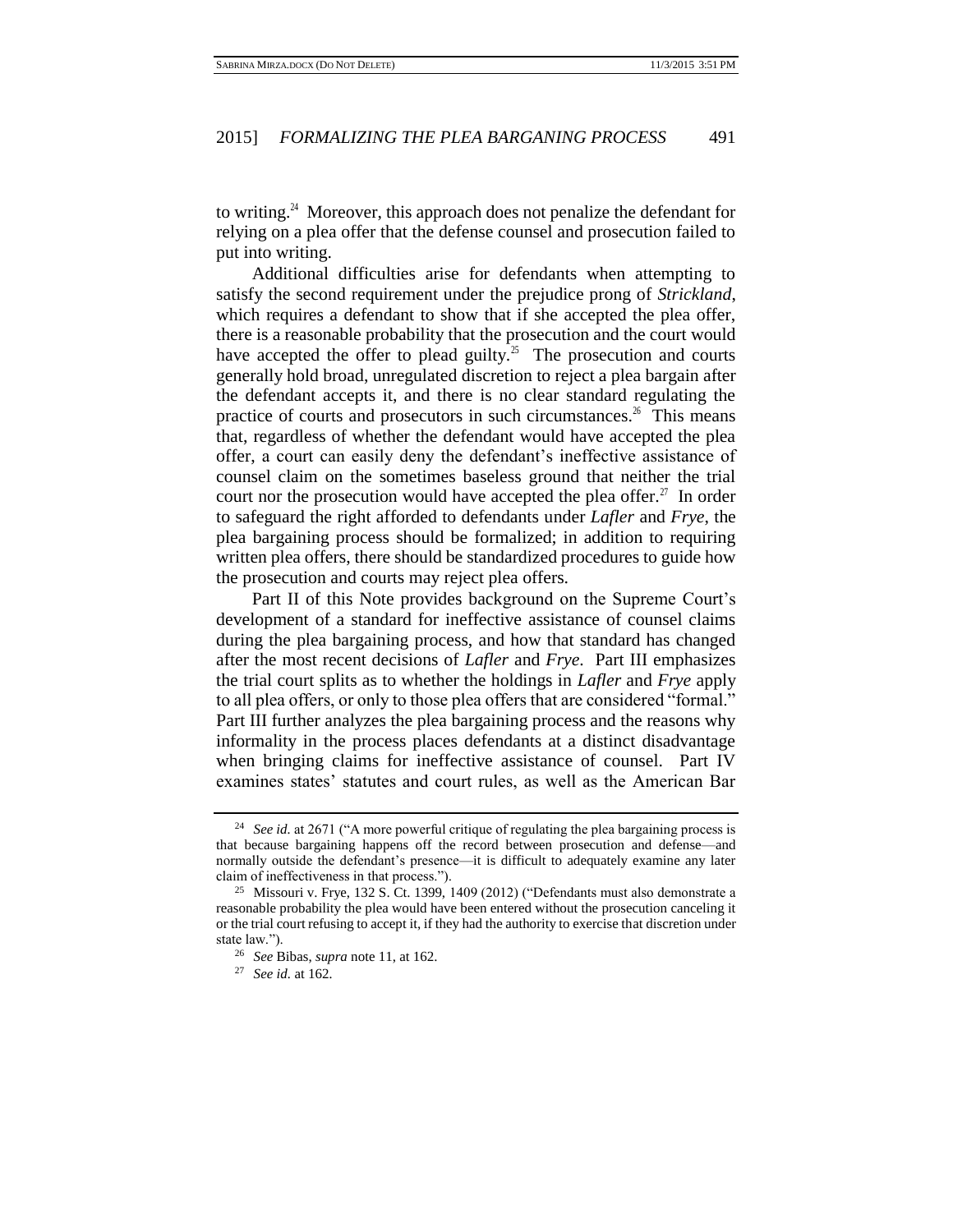to writing.[24] Moreover, this approach does not penalize the defendant for relying on a plea offer that the defense counsel and prosecution failed to put into writing.

Additional difficulties arise for defendants when attempting to satisfy the second requirement under the prejudice prong of *Strickland*, which requires a defendant to show that if she accepted the plea offer, there is a reasonable probability that the prosecution and the court would have accepted the offer to plead guilty.[25] The prosecution and courts generally hold broad, unregulated discretion to reject a plea bargain after the defendant accepts it, and there is no clear standard regulating the practice of courts and prosecutors in such circumstances.[26] This means that, regardless of whether the defendant would have accepted the plea offer, a court can easily deny the defendant's ineffective assistance of counsel claim on the sometimes baseless ground that neither the trial court nor the prosecution would have accepted the plea offer.[27] In order to safeguard the right afforded to defendants under *Lafler* and *Frye*, the plea bargaining process should be formalized; in addition to requiring written plea offers, there should be standardized procedures to guide how the prosecution and courts may reject plea offers.

Part II of this Note provides background on the Supreme Court's development of a standard for ineffective assistance of counsel claims during the plea bargaining process, and how that standard has changed after the most recent decisions of *Lafler* and *Frye*. Part III emphasizes the trial court splits as to whether the holdings in *Lafler* and *Frye* apply to all plea offers, or only to those plea offers that are considered "formal." Part III further analyzes the plea bargaining process and the reasons why informality in the process places defendants at a distinct disadvantage when bringing claims for ineffective assistance of counsel. Part IV examines states' statutes and court rules, as well as the American Bar

---

[24] *See id.* at 2671 ("A more powerful critique of regulating the plea bargaining process is that because bargaining happens off the record between prosecution and defense—and normally outside the defendant's presence—it is difficult to adequately examine any later claim of ineffectiveness in that process.").

[25] Missouri v. Frye, 132 S. Ct. 1399, 1409 (2012) ("Defendants must also demonstrate a reasonable probability the plea would have been entered without the prosecution canceling it or the trial court refusing to accept it, if they had the authority to exercise that discretion under state law.").

[26] *See* Bibas, *supra* note 11, at 162.

[27] *See id.* at 162.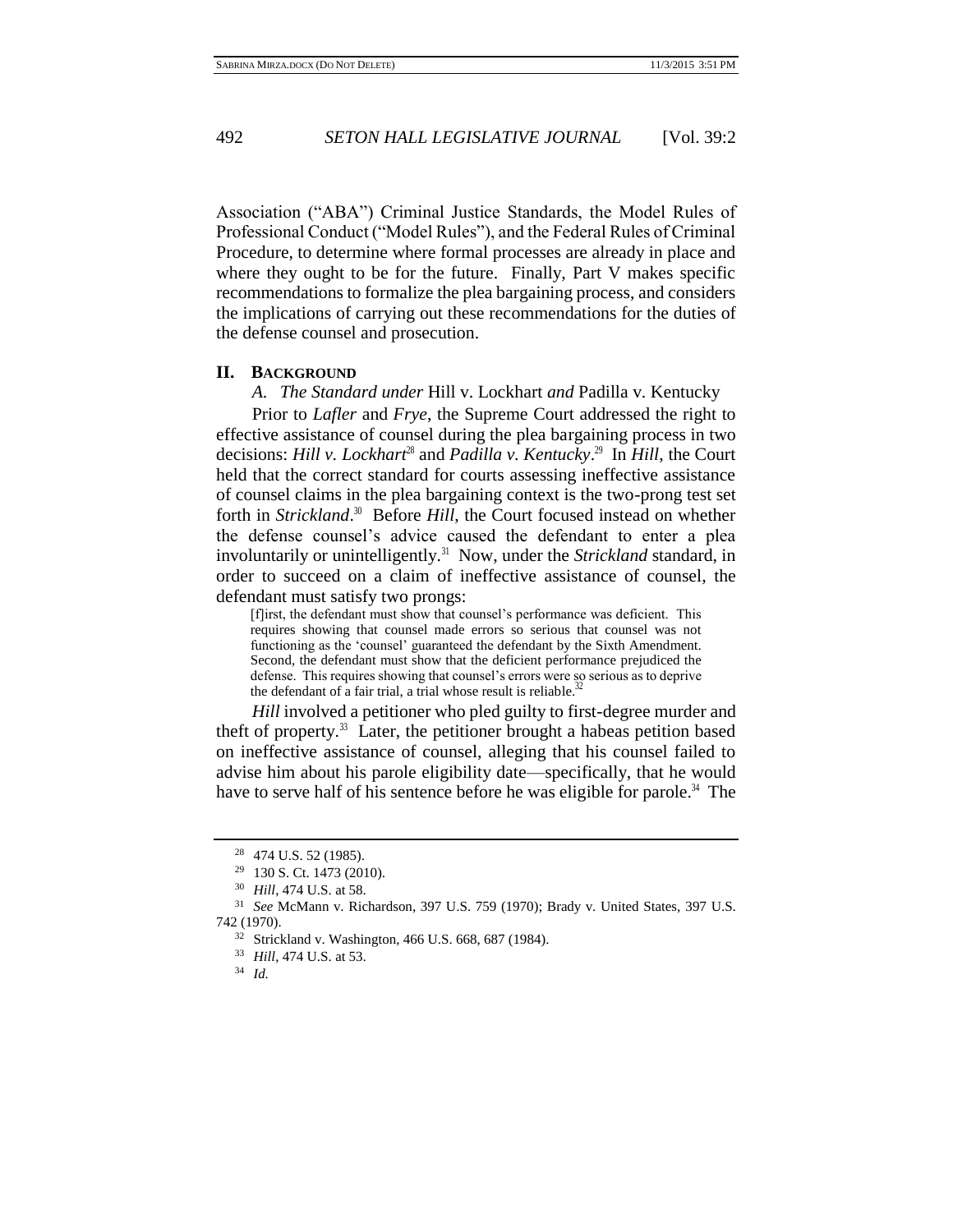Association ("ABA") Criminal Justice Standards, the Model Rules of Professional Conduct ("Model Rules"), and the Federal Rules of Criminal Procedure, to determine where formal processes are already in place and where they ought to be for the future. Finally, Part V makes specific recommendations to formalize the plea bargaining process, and considers the implications of carrying out these recommendations for the duties of the defense counsel and prosecution.

## II. BACKGROUND

### *A. The Standard under* Hill v. Lockhart *and* Padilla v. Kentucky

Prior to *Lafler* and *Frye*, the Supreme Court addressed the right to effective assistance of counsel during the plea bargaining process in two decisions: *Hill v. Lockhart*[28] and *Padilla v. Kentucky*.[29] In *Hill*, the Court held that the correct standard for courts assessing ineffective assistance of counsel claims in the plea bargaining context is the two-prong test set forth in *Strickland*.[30] Before *Hill*, the Court focused instead on whether the defense counsel's advice caused the defendant to enter a plea involuntarily or unintelligently.[31] Now, under the *Strickland* standard, in order to succeed on a claim of ineffective assistance of counsel, the defendant must satisfy two prongs:

> [f]irst, the defendant must show that counsel's performance was deficient. This requires showing that counsel made errors so serious that counsel was not functioning as the 'counsel' guaranteed the defendant by the Sixth Amendment. Second, the defendant must show that the deficient performance prejudiced the defense. This requires showing that counsel's errors were so serious as to deprive the defendant of a fair trial, a trial whose result is reliable.[32]

*Hill* involved a petitioner who pled guilty to first-degree murder and theft of property.[33] Later, the petitioner brought a habeas petition based on ineffective assistance of counsel, alleging that his counsel failed to advise him about his parole eligibility date—specifically, that he would have to serve half of his sentence before he was eligible for parole.[34] The

---

[28] 474 U.S. 52 (1985).

[29] 130 S. Ct. 1473 (2010).

[30] *Hill*, 474 U.S. at 58.

[31] *See* McMann v. Richardson, 397 U.S. 759 (1970); Brady v. United States, 397 U.S. 742 (1970).

[32] Strickland v. Washington, 466 U.S. 668, 687 (1984).

[33] *Hill*, 474 U.S. at 53.

[34] *Id.*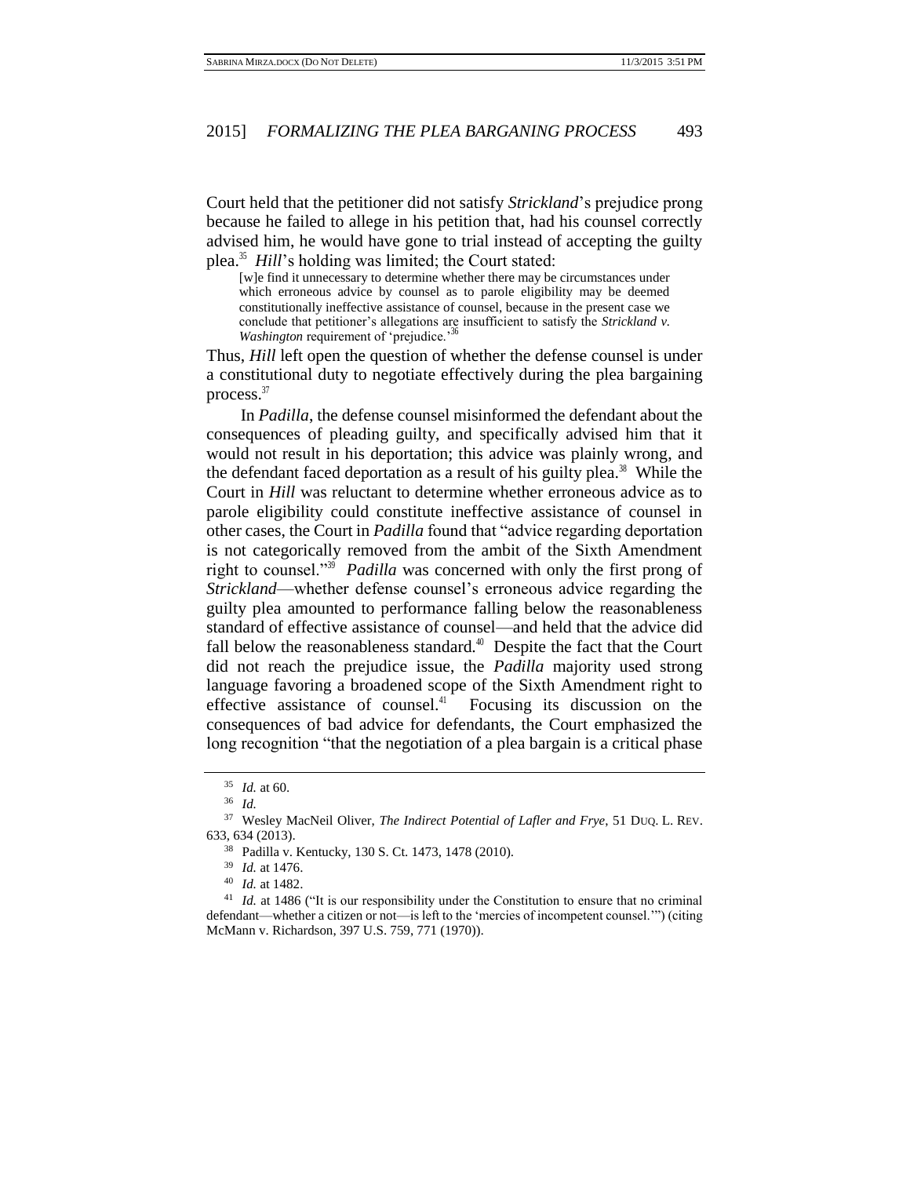Court held that the petitioner did not satisfy *Strickland*'s prejudice prong because he failed to allege in his petition that, had his counsel correctly advised him, he would have gone to trial instead of accepting the guilty plea.[35] *Hill*'s holding was limited; the Court stated:

> [w]e find it unnecessary to determine whether there may be circumstances under which erroneous advice by counsel as to parole eligibility may be deemed constitutionally ineffective assistance of counsel, because in the present case we conclude that petitioner's allegations are insufficient to satisfy the *Strickland v. Washington* requirement of 'prejudice.'[36]

Thus, *Hill* left open the question of whether the defense counsel is under a constitutional duty to negotiate effectively during the plea bargaining process.[37]

In *Padilla*, the defense counsel misinformed the defendant about the consequences of pleading guilty, and specifically advised him that it would not result in his deportation; this advice was plainly wrong, and the defendant faced deportation as a result of his guilty plea.[38] While the Court in *Hill* was reluctant to determine whether erroneous advice as to parole eligibility could constitute ineffective assistance of counsel in other cases, the Court in *Padilla* found that "advice regarding deportation is not categorically removed from the ambit of the Sixth Amendment right to counsel."[39] *Padilla* was concerned with only the first prong of *Strickland*—whether defense counsel's erroneous advice regarding the guilty plea amounted to performance falling below the reasonableness standard of effective assistance of counsel—and held that the advice did fall below the reasonableness standard.[40] Despite the fact that the Court did not reach the prejudice issue, the *Padilla* majority used strong language favoring a broadened scope of the Sixth Amendment right to effective assistance of counsel.[41] Focusing its discussion on the consequences of bad advice for defendants, the Court emphasized the long recognition "that the negotiation of a plea bargain is a critical phase

---

[35] *Id.* at 60.

[36] *Id.*

[37] Wesley MacNeil Oliver, *The Indirect Potential of Lafler and Frye*, 51 DUQ. L. REV. 633, 634 (2013).

[38] Padilla v. Kentucky, 130 S. Ct. 1473, 1478 (2010).

[39] *Id.* at 1476.

[40] *Id.* at 1482.

[41] *Id.* at 1486 ("It is our responsibility under the Constitution to ensure that no criminal defendant—whether a citizen or not—is left to the 'mercies of incompetent counsel.'") (citing McMann v. Richardson, 397 U.S. 759, 771 (1970)).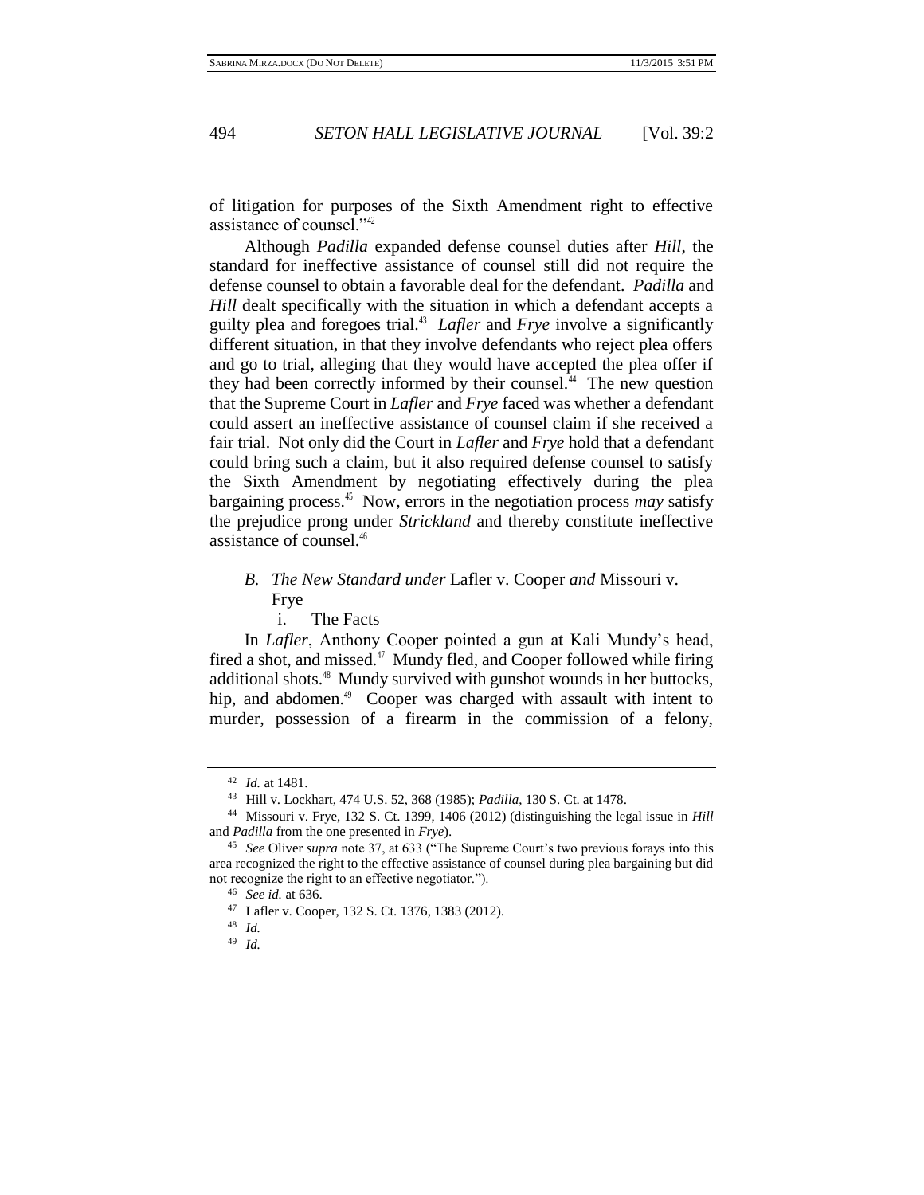of litigation for purposes of the Sixth Amendment right to effective assistance of counsel."[42]

Although *Padilla* expanded defense counsel duties after *Hill*, the standard for ineffective assistance of counsel still did not require the defense counsel to obtain a favorable deal for the defendant. *Padilla* and *Hill* dealt specifically with the situation in which a defendant accepts a guilty plea and foregoes trial.[43] *Lafler* and *Frye* involve a significantly different situation, in that they involve defendants who reject plea offers and go to trial, alleging that they would have accepted the plea offer if they had been correctly informed by their counsel.[44] The new question that the Supreme Court in *Lafler* and *Frye* faced was whether a defendant could assert an ineffective assistance of counsel claim if she received a fair trial. Not only did the Court in *Lafler* and *Frye* hold that a defendant could bring such a claim, but it also required defense counsel to satisfy the Sixth Amendment by negotiating effectively during the plea bargaining process.[45] Now, errors in the negotiation process *may* satisfy the prejudice prong under *Strickland* and thereby constitute ineffective assistance of counsel.[46]

### B. *The New Standard under* Lafler v. Cooper *and* Missouri v. Frye

#### i. The Facts

In *Lafler*, Anthony Cooper pointed a gun at Kali Mundy's head, fired a shot, and missed.[47] Mundy fled, and Cooper followed while firing additional shots.[48] Mundy survived with gunshot wounds in her buttocks, hip, and abdomen.[49] Cooper was charged with assault with intent to murder, possession of a firearm in the commission of a felony,

---

[42] *Id.* at 1481.

[43] Hill v. Lockhart, 474 U.S. 52, 368 (1985); *Padilla*, 130 S. Ct. at 1478.

[44] Missouri v. Frye, 132 S. Ct. 1399, 1406 (2012) (distinguishing the legal issue in *Hill* and *Padilla* from the one presented in *Frye*).

[45] *See* Oliver *supra* note 37, at 633 ("The Supreme Court's two previous forays into this area recognized the right to the effective assistance of counsel during plea bargaining but did not recognize the right to an effective negotiator.").

[46] *See id.* at 636.

[47] Lafler v. Cooper, 132 S. Ct. 1376, 1383 (2012).

[48] *Id.*

[49] *Id.*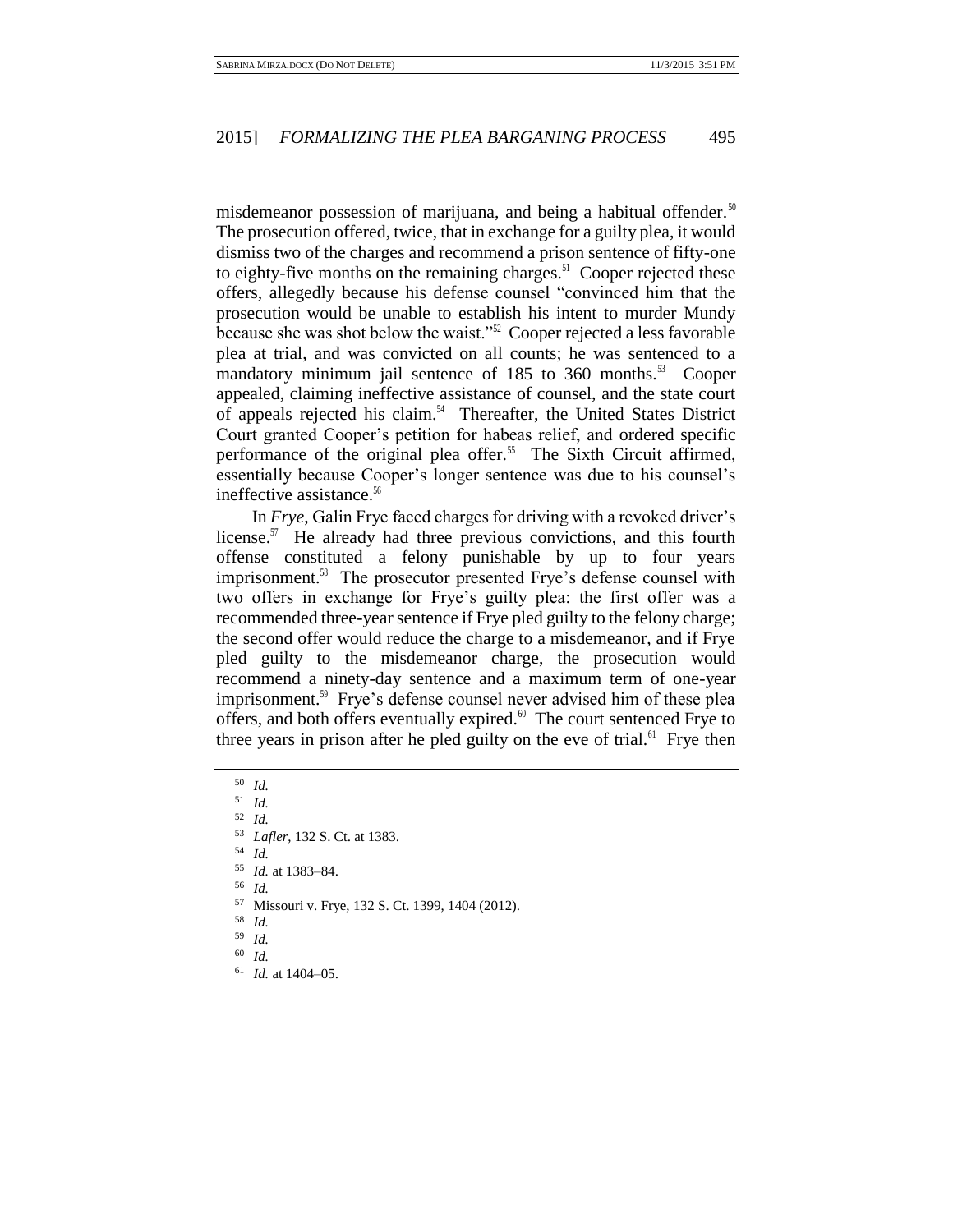misdemeanor possession of marijuana, and being a habitual offender.[50] The prosecution offered, twice, that in exchange for a guilty plea, it would dismiss two of the charges and recommend a prison sentence of fifty-one to eighty-five months on the remaining charges.[51] Cooper rejected these offers, allegedly because his defense counsel "convinced him that the prosecution would be unable to establish his intent to murder Mundy because she was shot below the waist."[52] Cooper rejected a less favorable plea at trial, and was convicted on all counts; he was sentenced to a mandatory minimum jail sentence of 185 to 360 months.[53] Cooper appealed, claiming ineffective assistance of counsel, and the state court of appeals rejected his claim.[54] Thereafter, the United States District Court granted Cooper's petition for habeas relief, and ordered specific performance of the original plea offer.[55] The Sixth Circuit affirmed, essentially because Cooper's longer sentence was due to his counsel's ineffective assistance.[56]

In *Frye*, Galin Frye faced charges for driving with a revoked driver's license.[57] He already had three previous convictions, and this fourth offense constituted a felony punishable by up to four years imprisonment.[58] The prosecutor presented Frye's defense counsel with two offers in exchange for Frye's guilty plea: the first offer was a recommended three-year sentence if Frye pled guilty to the felony charge; the second offer would reduce the charge to a misdemeanor, and if Frye pled guilty to the misdemeanor charge, the prosecution would recommend a ninety-day sentence and a maximum term of one-year imprisonment.[59] Frye's defense counsel never advised him of these plea offers, and both offers eventually expired.[60] The court sentenced Frye to three years in prison after he pled guilty on the eve of trial.[61] Frye then

---

[50] *Id.*

[51] *Id.*

[52] *Id.*

[53] *Lafler*, 132 S. Ct. at 1383.

[54] *Id.*

[55] *Id.* at 1383–84.

[56] *Id.*

[57] Missouri v. Frye, 132 S. Ct. 1399, 1404 (2012).

[58] *Id.*

[59] *Id.*

[60] *Id.*

[61] *Id.* at 1404–05.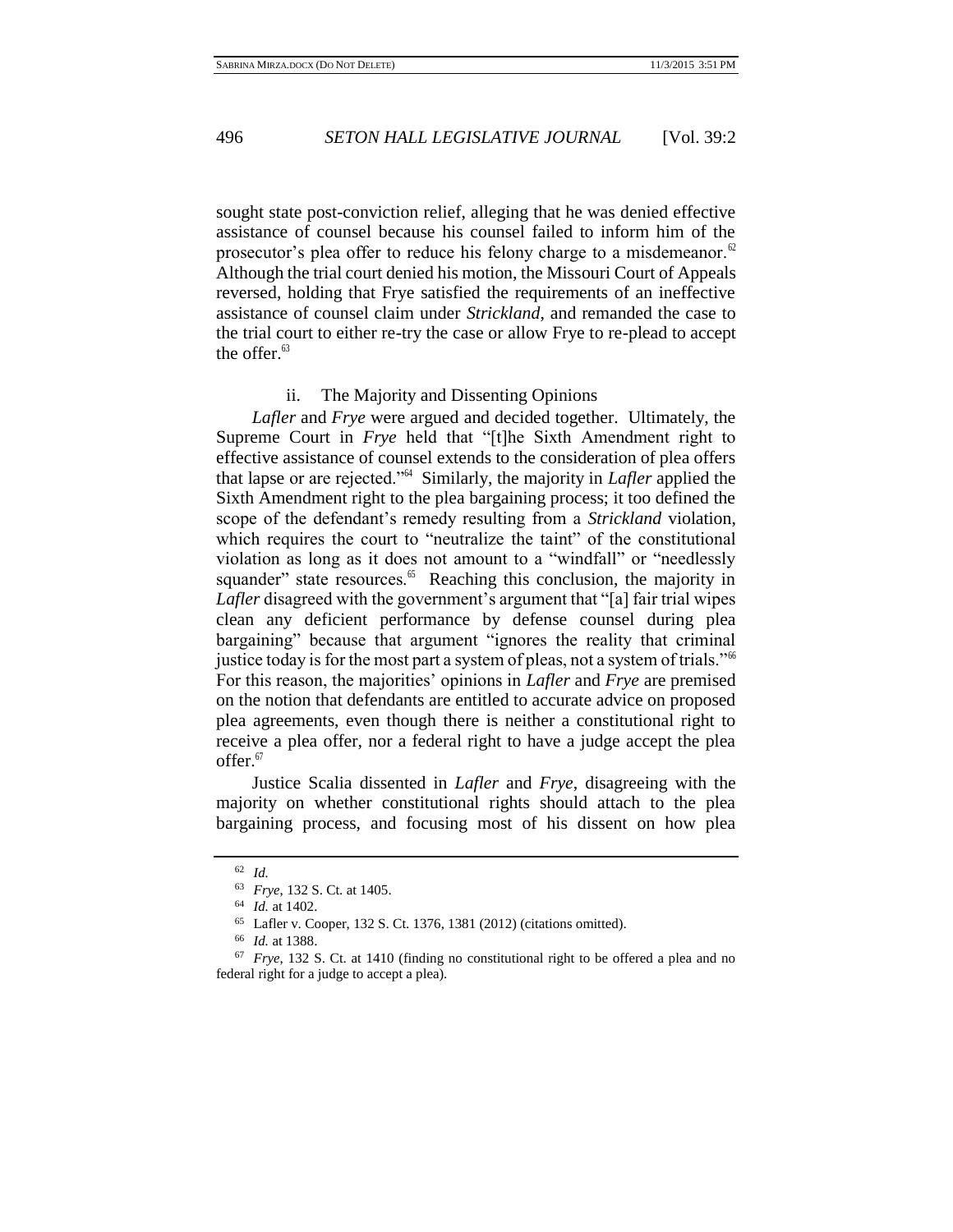sought state post-conviction relief, alleging that he was denied effective assistance of counsel because his counsel failed to inform him of the prosecutor's plea offer to reduce his felony charge to a misdemeanor.[62] Although the trial court denied his motion, the Missouri Court of Appeals reversed, holding that Frye satisfied the requirements of an ineffective assistance of counsel claim under *Strickland*, and remanded the case to the trial court to either re-try the case or allow Frye to re-plead to accept the offer.[63]

#### ii. The Majority and Dissenting Opinions

*Lafler* and *Frye* were argued and decided together. Ultimately, the Supreme Court in *Frye* held that "[t]he Sixth Amendment right to effective assistance of counsel extends to the consideration of plea offers that lapse or are rejected."[64] Similarly, the majority in *Lafler* applied the Sixth Amendment right to the plea bargaining process; it too defined the scope of the defendant's remedy resulting from a *Strickland* violation, which requires the court to "neutralize the taint" of the constitutional violation as long as it does not amount to a "windfall" or "needlessly squander" state resources.[65] Reaching this conclusion, the majority in *Lafler* disagreed with the government's argument that "[a] fair trial wipes clean any deficient performance by defense counsel during plea bargaining" because that argument "ignores the reality that criminal justice today is for the most part a system of pleas, not a system of trials."[66] For this reason, the majorities' opinions in *Lafler* and *Frye* are premised on the notion that defendants are entitled to accurate advice on proposed plea agreements, even though there is neither a constitutional right to receive a plea offer, nor a federal right to have a judge accept the plea offer.[67]

Justice Scalia dissented in *Lafler* and *Frye*, disagreeing with the majority on whether constitutional rights should attach to the plea bargaining process, and focusing most of his dissent on how plea

---

[62] *Id.*

[63] *Frye*, 132 S. Ct. at 1405.

[64] *Id.* at 1402.

[65] Lafler v. Cooper, 132 S. Ct. 1376, 1381 (2012) (citations omitted).

[66] *Id.* at 1388.

[67] *Frye*, 132 S. Ct. at 1410 (finding no constitutional right to be offered a plea and no federal right for a judge to accept a plea).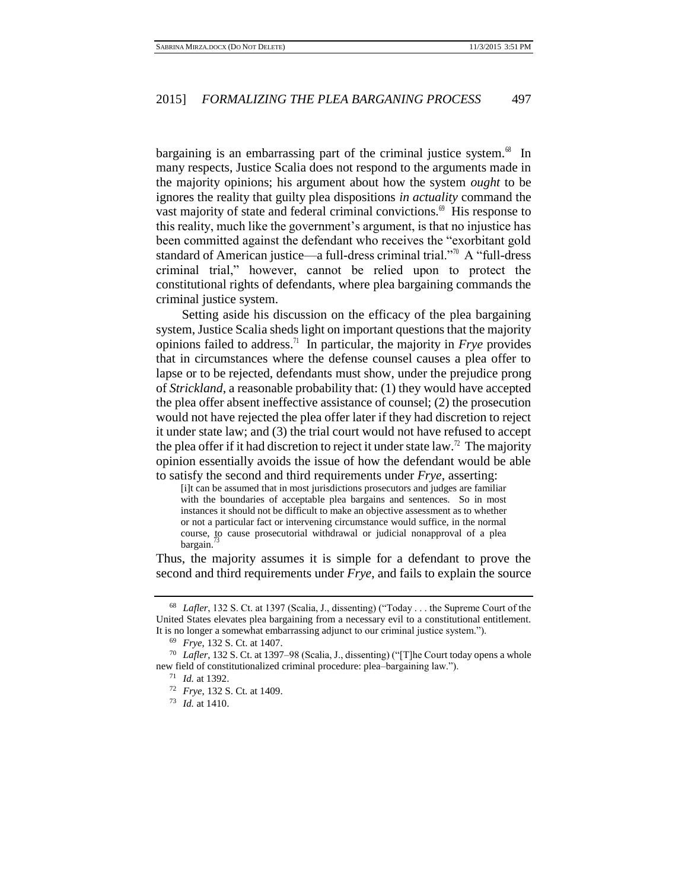bargaining is an embarrassing part of the criminal justice system.[68] In many respects, Justice Scalia does not respond to the arguments made in the majority opinions; his argument about how the system *ought* to be ignores the reality that guilty plea dispositions *in actuality* command the vast majority of state and federal criminal convictions.[69] His response to this reality, much like the government's argument, is that no injustice has been committed against the defendant who receives the "exorbitant gold standard of American justice—a full-dress criminal trial."[70] A "full-dress criminal trial," however, cannot be relied upon to protect the constitutional rights of defendants, where plea bargaining commands the criminal justice system.

Setting aside his discussion on the efficacy of the plea bargaining system, Justice Scalia sheds light on important questions that the majority opinions failed to address.[71] In particular, the majority in *Frye* provides that in circumstances where the defense counsel causes a plea offer to lapse or to be rejected, defendants must show, under the prejudice prong of *Strickland*, a reasonable probability that: (1) they would have accepted the plea offer absent ineffective assistance of counsel; (2) the prosecution would not have rejected the plea offer later if they had discretion to reject it under state law; and (3) the trial court would not have refused to accept the plea offer if it had discretion to reject it under state law.[72] The majority opinion essentially avoids the issue of how the defendant would be able to satisfy the second and third requirements under *Frye*, asserting:

> [i]t can be assumed that in most jurisdictions prosecutors and judges are familiar with the boundaries of acceptable plea bargains and sentences. So in most instances it should not be difficult to make an objective assessment as to whether or not a particular fact or intervening circumstance would suffice, in the normal course, to cause prosecutorial withdrawal or judicial nonapproval of a plea bargain.[73]

Thus, the majority assumes it is simple for a defendant to prove the second and third requirements under *Frye*, and fails to explain the source

---

[68] *Lafler*, 132 S. Ct. at 1397 (Scalia, J., dissenting) ("Today . . . the Supreme Court of the United States elevates plea bargaining from a necessary evil to a constitutional entitlement. It is no longer a somewhat embarrassing adjunct to our criminal justice system.").

[69] *Frye*, 132 S. Ct. at 1407.

[70] *Lafler*, 132 S. Ct. at 1397–98 (Scalia, J., dissenting) ("[T]he Court today opens a whole new field of constitutionalized criminal procedure: plea–bargaining law.").

[71] *Id.* at 1392.

[72] *Frye*, 132 S. Ct. at 1409.

[73] *Id.* at 1410.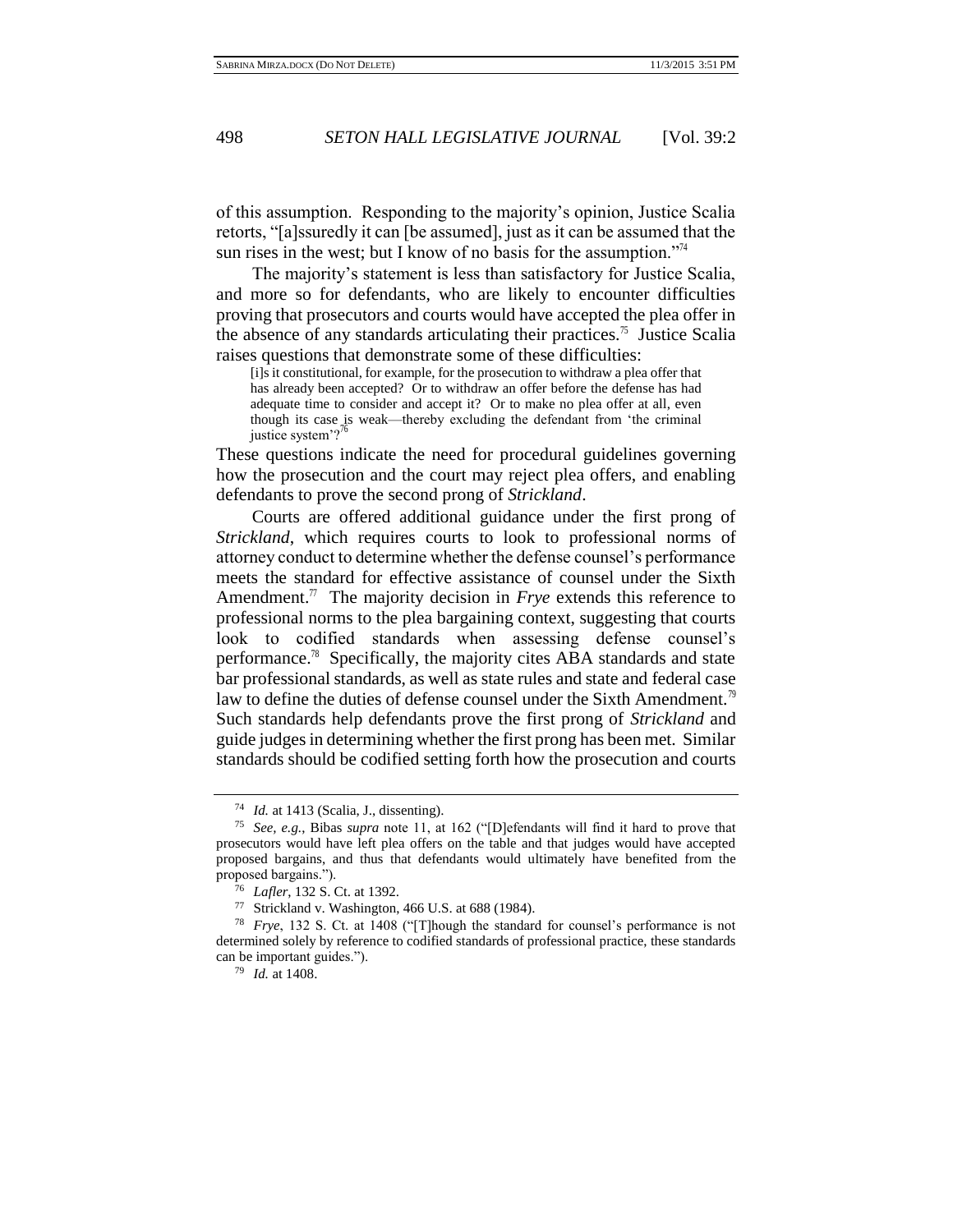of this assumption. Responding to the majority's opinion, Justice Scalia retorts, "[a]ssuredly it can [be assumed], just as it can be assumed that the sun rises in the west; but I know of no basis for the assumption."[74]

The majority's statement is less than satisfactory for Justice Scalia, and more so for defendants, who are likely to encounter difficulties proving that prosecutors and courts would have accepted the plea offer in the absence of any standards articulating their practices.[75] Justice Scalia raises questions that demonstrate some of these difficulties:

> [i]s it constitutional, for example, for the prosecution to withdraw a plea offer that has already been accepted? Or to withdraw an offer before the defense has had adequate time to consider and accept it? Or to make no plea offer at all, even though its case is weak—thereby excluding the defendant from 'the criminal justice system'?[76]

These questions indicate the need for procedural guidelines governing how the prosecution and the court may reject plea offers, and enabling defendants to prove the second prong of *Strickland*.

Courts are offered additional guidance under the first prong of *Strickland*, which requires courts to look to professional norms of attorney conduct to determine whether the defense counsel's performance meets the standard for effective assistance of counsel under the Sixth Amendment.[77] The majority decision in *Frye* extends this reference to professional norms to the plea bargaining context, suggesting that courts look to codified standards when assessing defense counsel's performance.[78] Specifically, the majority cites ABA standards and state bar professional standards, as well as state rules and state and federal case law to define the duties of defense counsel under the Sixth Amendment.[79] Such standards help defendants prove the first prong of *Strickland* and guide judges in determining whether the first prong has been met. Similar standards should be codified setting forth how the prosecution and courts

---

[74] *Id.* at 1413 (Scalia, J., dissenting).

[75] *See, e.g.*, Bibas *supra* note 11, at 162 ("[D]efendants will find it hard to prove that prosecutors would have left plea offers on the table and that judges would have accepted proposed bargains, and thus that defendants would ultimately have benefited from the proposed bargains.").

[76] *Lafler*, 132 S. Ct. at 1392.

[77] Strickland v. Washington, 466 U.S. at 688 (1984).

[78] *Frye*, 132 S. Ct. at 1408 ("[T]hough the standard for counsel's performance is not determined solely by reference to codified standards of professional practice, these standards can be important guides.").

[79] *Id.* at 1408.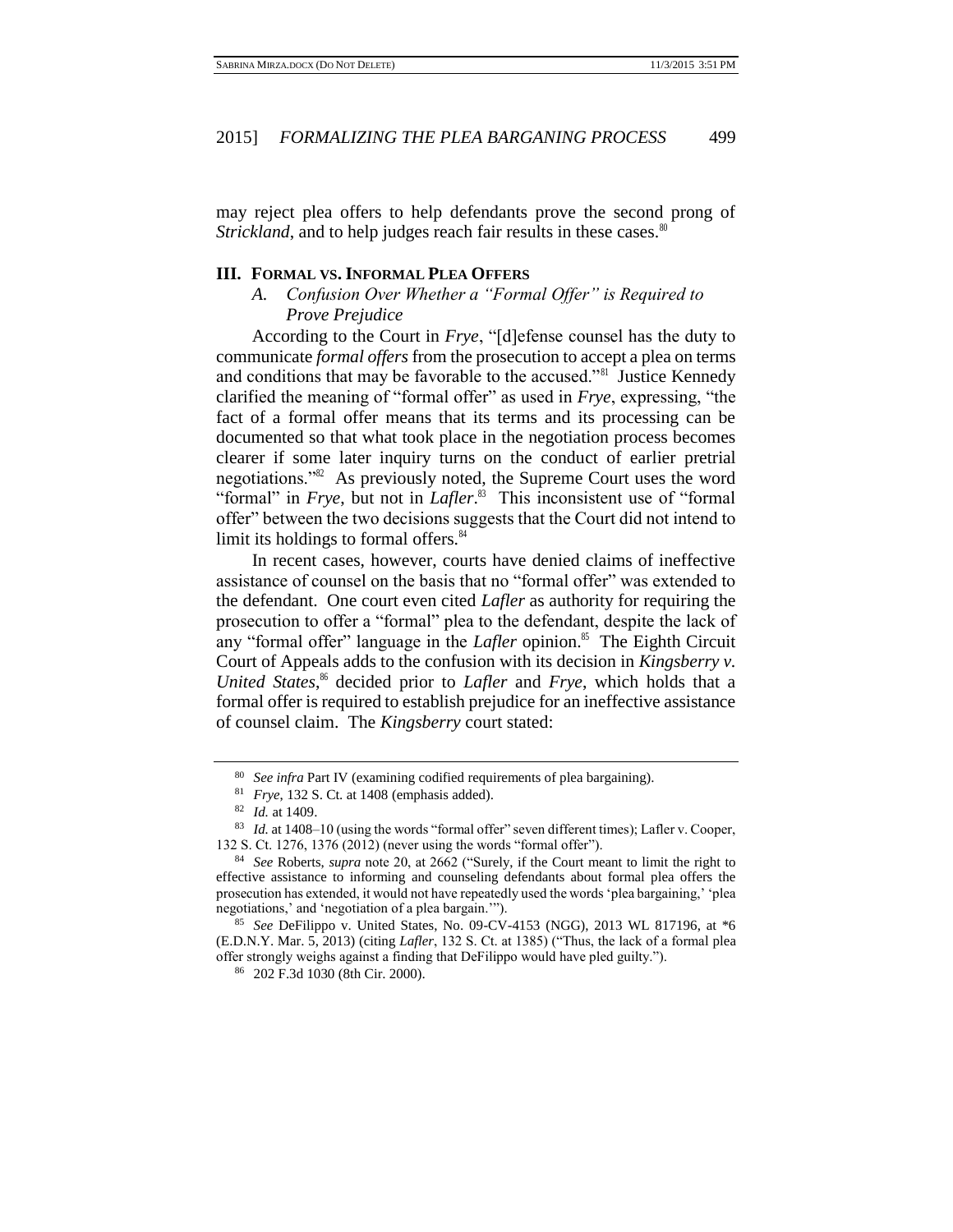may reject plea offers to help defendants prove the second prong of *Strickland*, and to help judges reach fair results in these cases.[80]

## III. Formal vs. Informal Plea Offers

### A. Confusion Over Whether a "Formal Offer" is Required to Prove Prejudice

According to the Court in *Frye*, "[d]efense counsel has the duty to communicate *formal offers* from the prosecution to accept a plea on terms and conditions that may be favorable to the accused."[81] Justice Kennedy clarified the meaning of "formal offer" as used in *Frye*, expressing, "the fact of a formal offer means that its terms and its processing can be documented so that what took place in the negotiation process becomes clearer if some later inquiry turns on the conduct of earlier pretrial negotiations."[82] As previously noted, the Supreme Court uses the word "formal" in *Frye*, but not in *Lafler*.[83] This inconsistent use of "formal offer" between the two decisions suggests that the Court did not intend to limit its holdings to formal offers.[84]

In recent cases, however, courts have denied claims of ineffective assistance of counsel on the basis that no "formal offer" was extended to the defendant. One court even cited *Lafler* as authority for requiring the prosecution to offer a "formal" plea to the defendant, despite the lack of any "formal offer" language in the *Lafler* opinion.[85] The Eighth Circuit Court of Appeals adds to the confusion with its decision in *Kingsberry v. United States*,[86] decided prior to *Lafler* and *Frye*, which holds that a formal offer is required to establish prejudice for an ineffective assistance of counsel claim. The *Kingsberry* court stated:

---

[80] *See infra* Part IV (examining codified requirements of plea bargaining).

[81] *Frye*, 132 S. Ct. at 1408 (emphasis added).

[82] *Id.* at 1409.

[83] *Id.* at 1408–10 (using the words "formal offer" seven different times); Lafler v. Cooper, 132 S. Ct. 1276, 1376 (2012) (never using the words "formal offer").

[84] *See* Roberts, *supra* note 20, at 2662 ("Surely, if the Court meant to limit the right to effective assistance to informing and counseling defendants about formal plea offers the prosecution has extended, it would not have repeatedly used the words 'plea bargaining,' 'plea negotiations,' and 'negotiation of a plea bargain.'").

[85] *See* DeFilippo v. United States, No. 09-CV-4153 (NGG), 2013 WL 817196, at \*6 (E.D.N.Y. Mar. 5, 2013) (citing *Lafler*, 132 S. Ct. at 1385) ("Thus, the lack of a formal plea offer strongly weighs against a finding that DeFilippo would have pled guilty.").

[86] 202 F.3d 1030 (8th Cir. 2000).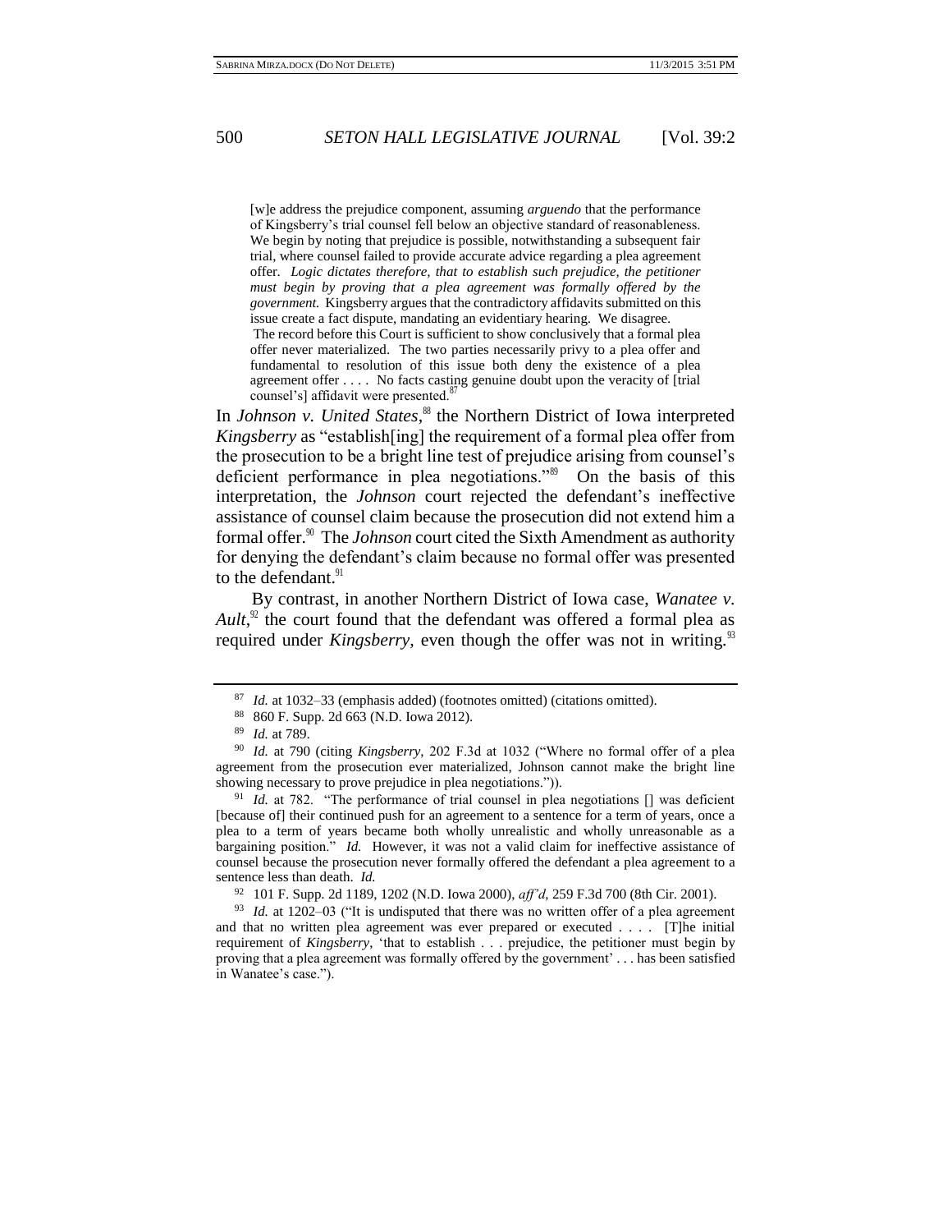> [w]e address the prejudice component, assuming *arguendo* that the performance of Kingsberry's trial counsel fell below an objective standard of reasonableness. We begin by noting that prejudice is possible, notwithstanding a subsequent fair trial, where counsel failed to provide accurate advice regarding a plea agreement offer. *Logic dictates therefore, that to establish such prejudice, the petitioner must begin by proving that a plea agreement was formally offered by the government.* Kingsberry argues that the contradictory affidavits submitted on this issue create a fact dispute, mandating an evidentiary hearing. We disagree.
>
> The record before this Court is sufficient to show conclusively that a formal plea offer never materialized. The two parties necessarily privy to a plea offer and fundamental to resolution of this issue both deny the existence of a plea agreement offer . . . . No facts casting genuine doubt upon the veracity of [trial counsel's] affidavit were presented.[87]

In *Johnson v. United States*,[88] the Northern District of Iowa interpreted *Kingsberry* as "establish[ing] the requirement of a formal plea offer from the prosecution to be a bright line test of prejudice arising from counsel's deficient performance in plea negotiations."[89] On the basis of this interpretation, the *Johnson* court rejected the defendant's ineffective assistance of counsel claim because the prosecution did not extend him a formal offer.[90] The *Johnson* court cited the Sixth Amendment as authority for denying the defendant's claim because no formal offer was presented to the defendant.[91]

By contrast, in another Northern District of Iowa case, *Wanatee v. Ault*,[92] the court found that the defendant was offered a formal plea as required under *Kingsberry*, even though the offer was not in writing.[93]

---

[87] *Id.* at 1032–33 (emphasis added) (footnotes omitted) (citations omitted).

[88] 860 F. Supp. 2d 663 (N.D. Iowa 2012).

[89] *Id.* at 789.

[90] *Id.* at 790 (citing *Kingsberry*, 202 F.3d at 1032 ("Where no formal offer of a plea agreement from the prosecution ever materialized, Johnson cannot make the bright line showing necessary to prove prejudice in plea negotiations.")).

[91] *Id.* at 782. "The performance of trial counsel in plea negotiations [] was deficient [because of] their continued push for an agreement to a sentence for a term of years, once a plea to a term of years became both wholly unrealistic and wholly unreasonable as a bargaining position." *Id.* However, it was not a valid claim for ineffective assistance of counsel because the prosecution never formally offered the defendant a plea agreement to a sentence less than death. *Id.*

[92] 101 F. Supp. 2d 1189, 1202 (N.D. Iowa 2000), *aff'd*, 259 F.3d 700 (8th Cir. 2001).

[93] *Id.* at 1202–03 ("It is undisputed that there was no written offer of a plea agreement and that no written plea agreement was ever prepared or executed . . . . [T]he initial requirement of *Kingsberry*, 'that to establish . . . prejudice, the petitioner must begin by proving that a plea agreement was formally offered by the government' . . . has been satisfied in Wanatee's case.").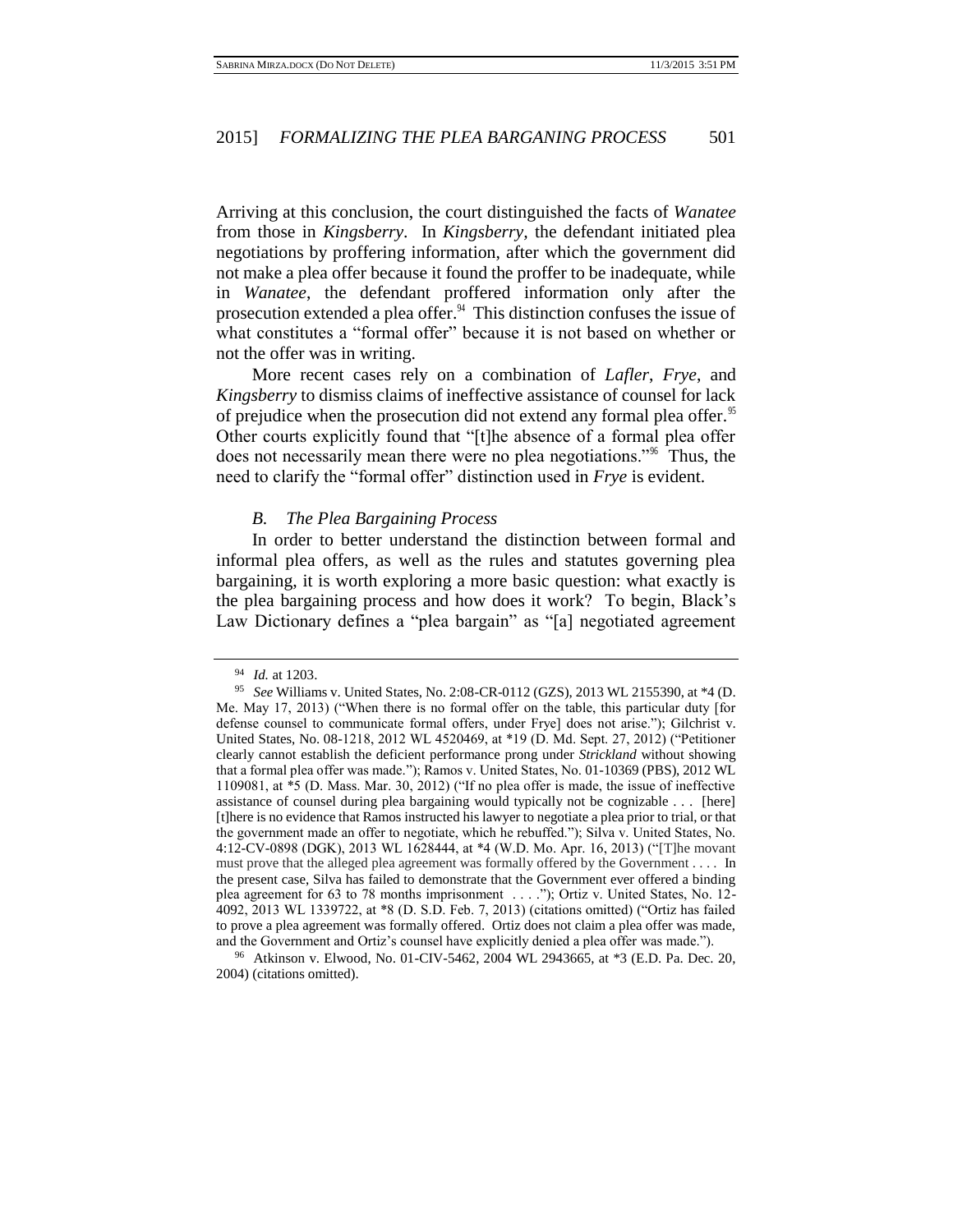Arriving at this conclusion, the court distinguished the facts of *Wanatee* from those in *Kingsberry*. In *Kingsberry*, the defendant initiated plea negotiations by proffering information, after which the government did not make a plea offer because it found the proffer to be inadequate, while in *Wanatee*, the defendant proffered information only after the prosecution extended a plea offer.[94] This distinction confuses the issue of what constitutes a "formal offer" because it is not based on whether or not the offer was in writing.

More recent cases rely on a combination of *Lafler*, *Frye*, and *Kingsberry* to dismiss claims of ineffective assistance of counsel for lack of prejudice when the prosecution did not extend any formal plea offer.[95] Other courts explicitly found that "[t]he absence of a formal plea offer does not necessarily mean there were no plea negotiations."[96] Thus, the need to clarify the "formal offer" distinction used in *Frye* is evident.

### *B. The Plea Bargaining Process*

In order to better understand the distinction between formal and informal plea offers, as well as the rules and statutes governing plea bargaining, it is worth exploring a more basic question: what exactly is the plea bargaining process and how does it work? To begin, Black's Law Dictionary defines a "plea bargain" as "[a] negotiated agreement

---

94 *Id.* at 1203.

95 *See* Williams v. United States, No. 2:08-CR-0112 (GZS), 2013 WL 2155390, at *4 (D. Me. May 17, 2013) ("When there is no formal offer on the table, this particular duty [for defense counsel to communicate formal offers, under Frye] does not arise."); Gilchrist v. United States, No. 08-1218, 2012 WL 4520469, at *19 (D. Md. Sept. 27, 2012) ("Petitioner clearly cannot establish the deficient performance prong under *Strickland* without showing that a formal plea offer was made."); Ramos v. United States, No. 01-10369 (PBS), 2012 WL 1109081, at *5 (D. Mass. Mar. 30, 2012) ("If no plea offer is made, the issue of ineffective assistance of counsel during plea bargaining would typically not be cognizable . . . [here] [t]here is no evidence that Ramos instructed his lawyer to negotiate a plea prior to trial, or that the government made an offer to negotiate, which he rebuffed."); Silva v. United States, No. 4:12-CV-0898 (DGK), 2013 WL 1628444, at *4 (W.D. Mo. Apr. 16, 2013) ("[T]he movant must prove that the alleged plea agreement was formally offered by the Government . . . . In the present case, Silva has failed to demonstrate that the Government ever offered a binding plea agreement for 63 to 78 months imprisonment . . . ."); Ortiz v. United States, No. 12-4092, 2013 WL 1339722, at *8 (D. S.D. Feb. 7, 2013) (citations omitted) ("Ortiz has failed to prove a plea agreement was formally offered. Ortiz does not claim a plea offer was made, and the Government and Ortiz's counsel have explicitly denied a plea offer was made.").

96 Atkinson v. Elwood, No. 01-CIV-5462, 2004 WL 2943665, at *3 (E.D. Pa. Dec. 20, 2004) (citations omitted).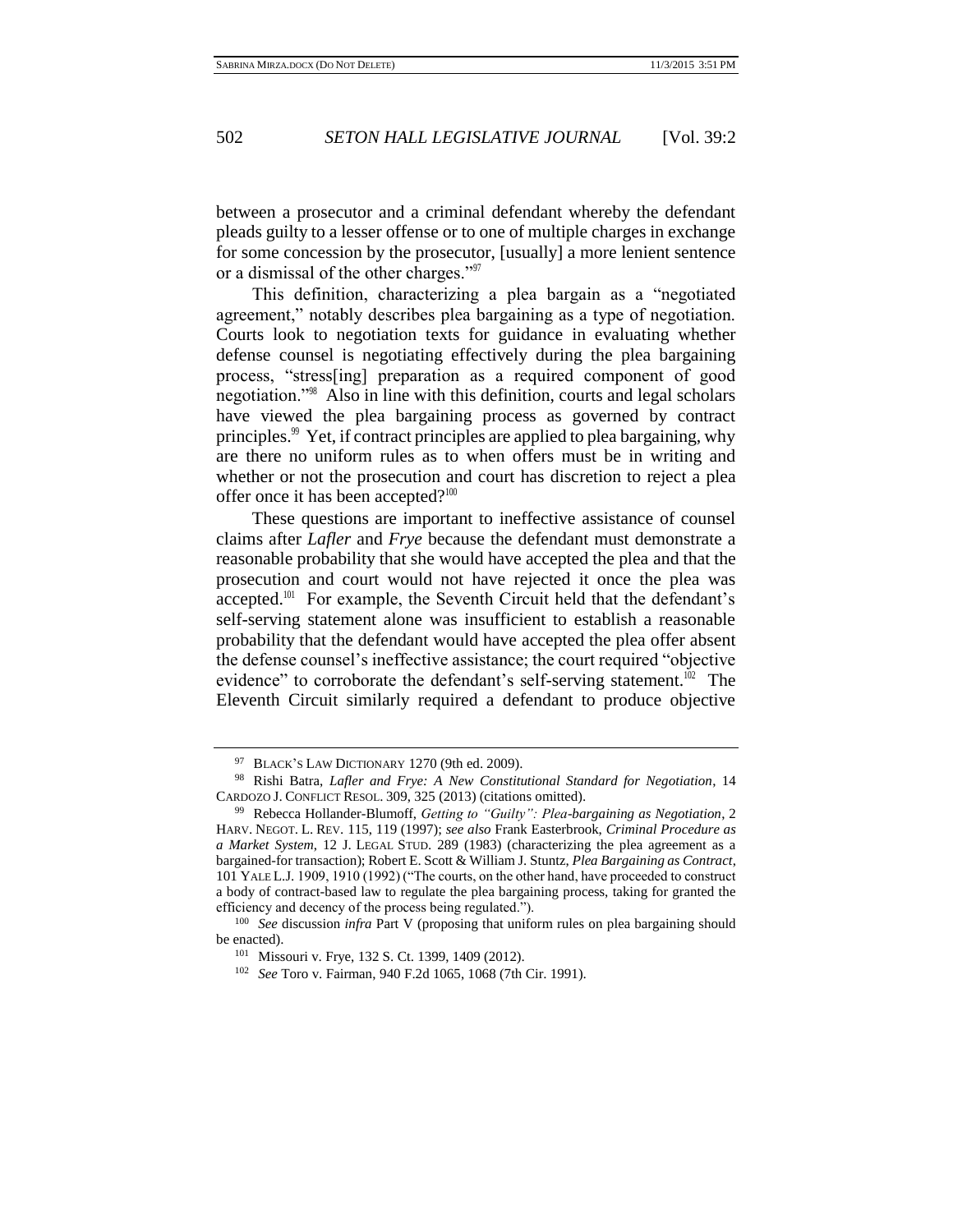between a prosecutor and a criminal defendant whereby the defendant pleads guilty to a lesser offense or to one of multiple charges in exchange for some concession by the prosecutor, [usually] a more lenient sentence or a dismissal of the other charges."[97]

This definition, characterizing a plea bargain as a "negotiated agreement," notably describes plea bargaining as a type of negotiation. Courts look to negotiation texts for guidance in evaluating whether defense counsel is negotiating effectively during the plea bargaining process, "stress[ing] preparation as a required component of good negotiation."[98] Also in line with this definition, courts and legal scholars have viewed the plea bargaining process as governed by contract principles.[99] Yet, if contract principles are applied to plea bargaining, why are there no uniform rules as to when offers must be in writing and whether or not the prosecution and court has discretion to reject a plea offer once it has been accepted?[100]

These questions are important to ineffective assistance of counsel claims after *Lafler* and *Frye* because the defendant must demonstrate a reasonable probability that she would have accepted the plea and that the prosecution and court would not have rejected it once the plea was accepted.[101] For example, the Seventh Circuit held that the defendant's self-serving statement alone was insufficient to establish a reasonable probability that the defendant would have accepted the plea offer absent the defense counsel's ineffective assistance; the court required "objective evidence" to corroborate the defendant's self-serving statement.[102] The Eleventh Circuit similarly required a defendant to produce objective

---

[97] BLACK'S LAW DICTIONARY 1270 (9th ed. 2009).

[98] Rishi Batra, *Lafler and Frye: A New Constitutional Standard for Negotiation*, 14 CARDOZO J. CONFLICT RESOL. 309, 325 (2013) (citations omitted).

[99] Rebecca Hollander-Blumoff, *Getting to "Guilty": Plea-bargaining as Negotiation*, 2 HARV. NEGOT. L. REV. 115, 119 (1997); *see also* Frank Easterbrook, *Criminal Procedure as a Market System*, 12 J. LEGAL STUD. 289 (1983) (characterizing the plea agreement as a bargained-for transaction); Robert E. Scott & William J. Stuntz, *Plea Bargaining as Contract*, 101 YALE L.J. 1909, 1910 (1992) ("The courts, on the other hand, have proceeded to construct a body of contract-based law to regulate the plea bargaining process, taking for granted the efficiency and decency of the process being regulated.").

[100] *See* discussion *infra* Part V (proposing that uniform rules on plea bargaining should be enacted).

[101] Missouri v. Frye, 132 S. Ct. 1399, 1409 (2012).

[102] *See* Toro v. Fairman, 940 F.2d 1065, 1068 (7th Cir. 1991).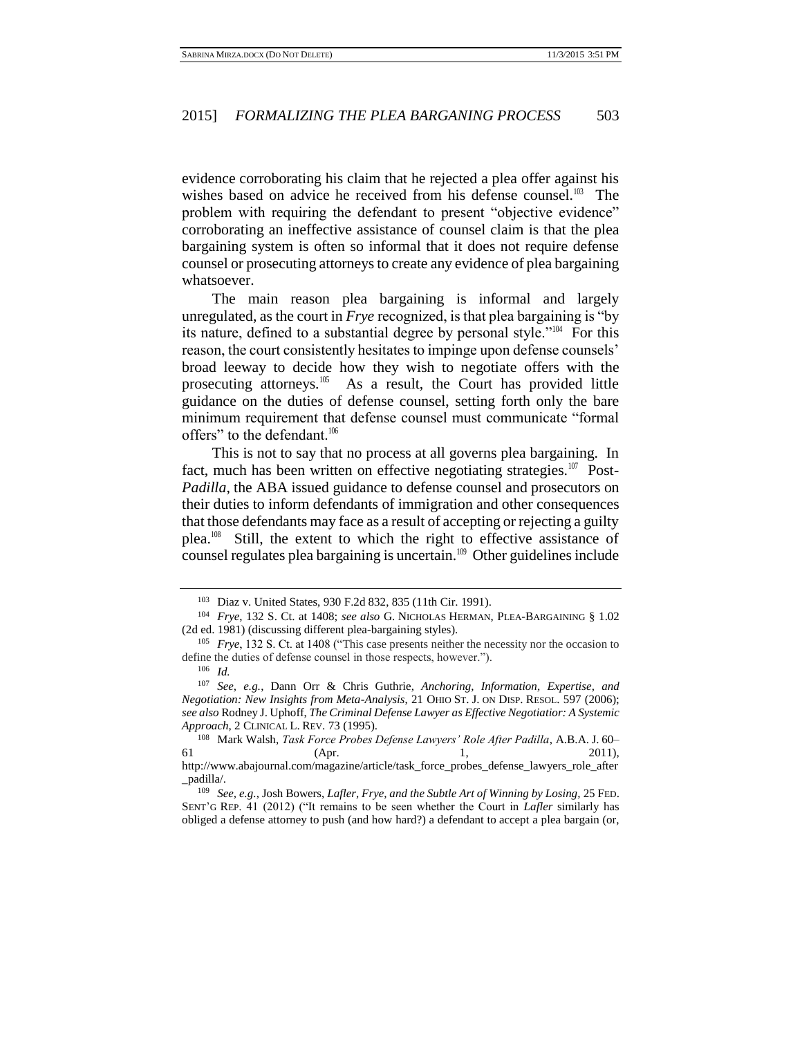evidence corroborating his claim that he rejected a plea offer against his wishes based on advice he received from his defense counsel.[103] The problem with requiring the defendant to present "objective evidence" corroborating an ineffective assistance of counsel claim is that the plea bargaining system is often so informal that it does not require defense counsel or prosecuting attorneys to create any evidence of plea bargaining whatsoever.

The main reason plea bargaining is informal and largely unregulated, as the court in *Frye* recognized, is that plea bargaining is "by its nature, defined to a substantial degree by personal style."[104] For this reason, the court consistently hesitates to impinge upon defense counsels' broad leeway to decide how they wish to negotiate offers with the prosecuting attorneys.[105] As a result, the Court has provided little guidance on the duties of defense counsel, setting forth only the bare minimum requirement that defense counsel must communicate "formal offers" to the defendant.[106]

This is not to say that no process at all governs plea bargaining. In fact, much has been written on effective negotiating strategies.[107] Post-*Padilla*, the ABA issued guidance to defense counsel and prosecutors on their duties to inform defendants of immigration and other consequences that those defendants may face as a result of accepting or rejecting a guilty plea.[108] Still, the extent to which the right to effective assistance of counsel regulates plea bargaining is uncertain.[109] Other guidelines include

---

[103] Diaz v. United States, 930 F.2d 832, 835 (11th Cir. 1991).

[104] *Frye*, 132 S. Ct. at 1408; *see also* G. NICHOLAS HERMAN, PLEA-BARGAINING § 1.02 (2d ed. 1981) (discussing different plea-bargaining styles).

[105] *Frye*, 132 S. Ct. at 1408 ("This case presents neither the necessity nor the occasion to define the duties of defense counsel in those respects, however.").

[106] *Id.*

[107] *See, e.g.*, Dann Orr & Chris Guthrie, *Anchoring, Information, Expertise, and Negotiation: New Insights from Meta-Analysis*, 21 OHIO ST. J. ON DISP. RESOL. 597 (2006); *see also* Rodney J. Uphoff, *The Criminal Defense Lawyer as Effective Negotiatior: A Systemic Approach*, 2 CLINICAL L. REV. 73 (1995).

[108] Mark Walsh, *Task Force Probes Defense Lawyers' Role After Padilla*, A.B.A. J. 60–61 (Apr. 1, 2011), http://www.abajournal.com/magazine/article/task_force_probes_defense_lawyers_role_after_padilla/.

[109] *See, e.g.*, Josh Bowers, *Lafler, Frye, and the Subtle Art of Winning by Losing*, 25 FED. SENT'G REP. 41 (2012) ("It remains to be seen whether the Court in *Lafler* similarly has obliged a defense attorney to push (and how hard?) a defendant to accept a plea bargain (or,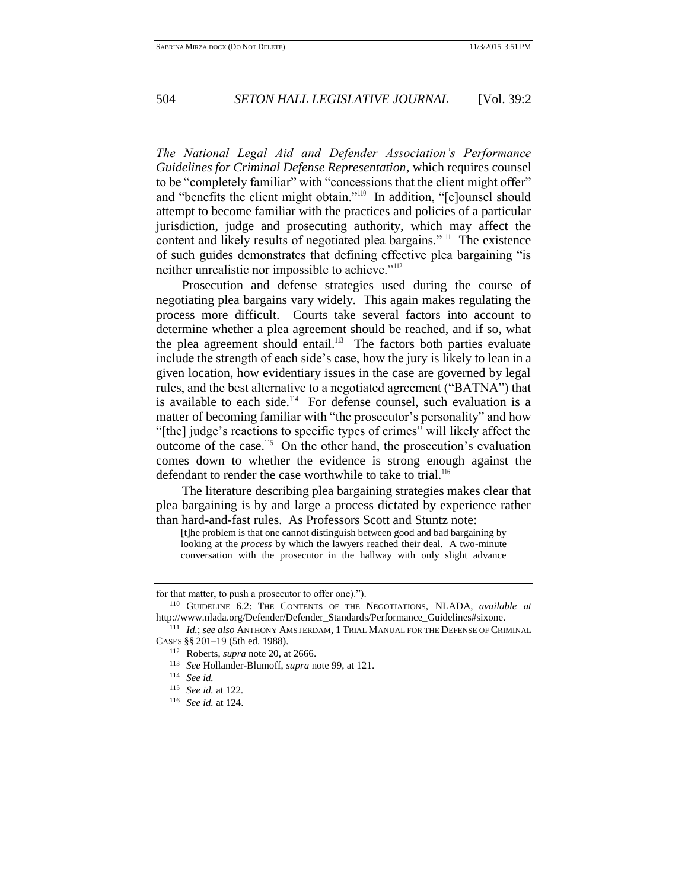*The National Legal Aid and Defender Association's Performance Guidelines for Criminal Defense Representation*, which requires counsel to be "completely familiar" with "concessions that the client might offer" and "benefits the client might obtain."[110] In addition, "[c]ounsel should attempt to become familiar with the practices and policies of a particular jurisdiction, judge and prosecuting authority, which may affect the content and likely results of negotiated plea bargains."[111] The existence of such guides demonstrates that defining effective plea bargaining "is neither unrealistic nor impossible to achieve."[112]

Prosecution and defense strategies used during the course of negotiating plea bargains vary widely. This again makes regulating the process more difficult. Courts take several factors into account to determine whether a plea agreement should be reached, and if so, what the plea agreement should entail.[113] The factors both parties evaluate include the strength of each side's case, how the jury is likely to lean in a given location, how evidentiary issues in the case are governed by legal rules, and the best alternative to a negotiated agreement ("BATNA") that is available to each side.[114] For defense counsel, such evaluation is a matter of becoming familiar with "the prosecutor's personality" and how "[the] judge's reactions to specific types of crimes" will likely affect the outcome of the case.[115] On the other hand, the prosecution's evaluation comes down to whether the evidence is strong enough against the defendant to render the case worthwhile to take to trial.[116]

The literature describing plea bargaining strategies makes clear that plea bargaining is by and large a process dictated by experience rather than hard-and-fast rules. As Professors Scott and Stuntz note:

> [t]he problem is that one cannot distinguish between good and bad bargaining by looking at the *process* by which the lawyers reached their deal. A two-minute conversation with the prosecutor in the hallway with only slight advance

---

for that matter, to push a prosecutor to offer one).").

[110] GUIDELINE 6.2: THE CONTENTS OF THE NEGOTIATIONS, NLADA, *available at* http://www.nlada.org/Defender/Defender_Standards/Performance_Guidelines#sixone.

[111] *Id.*; *see also* ANTHONY AMSTERDAM, 1 TRIAL MANUAL FOR THE DEFENSE OF CRIMINAL CASES §§ 201–19 (5th ed. 1988).

[112] Roberts, *supra* note 20, at 2666.

[113] *See* Hollander-Blumoff, *supra* note 99, at 121.

[114] *See id.*

[115] *See id.* at 122.

[116] *See id.* at 124.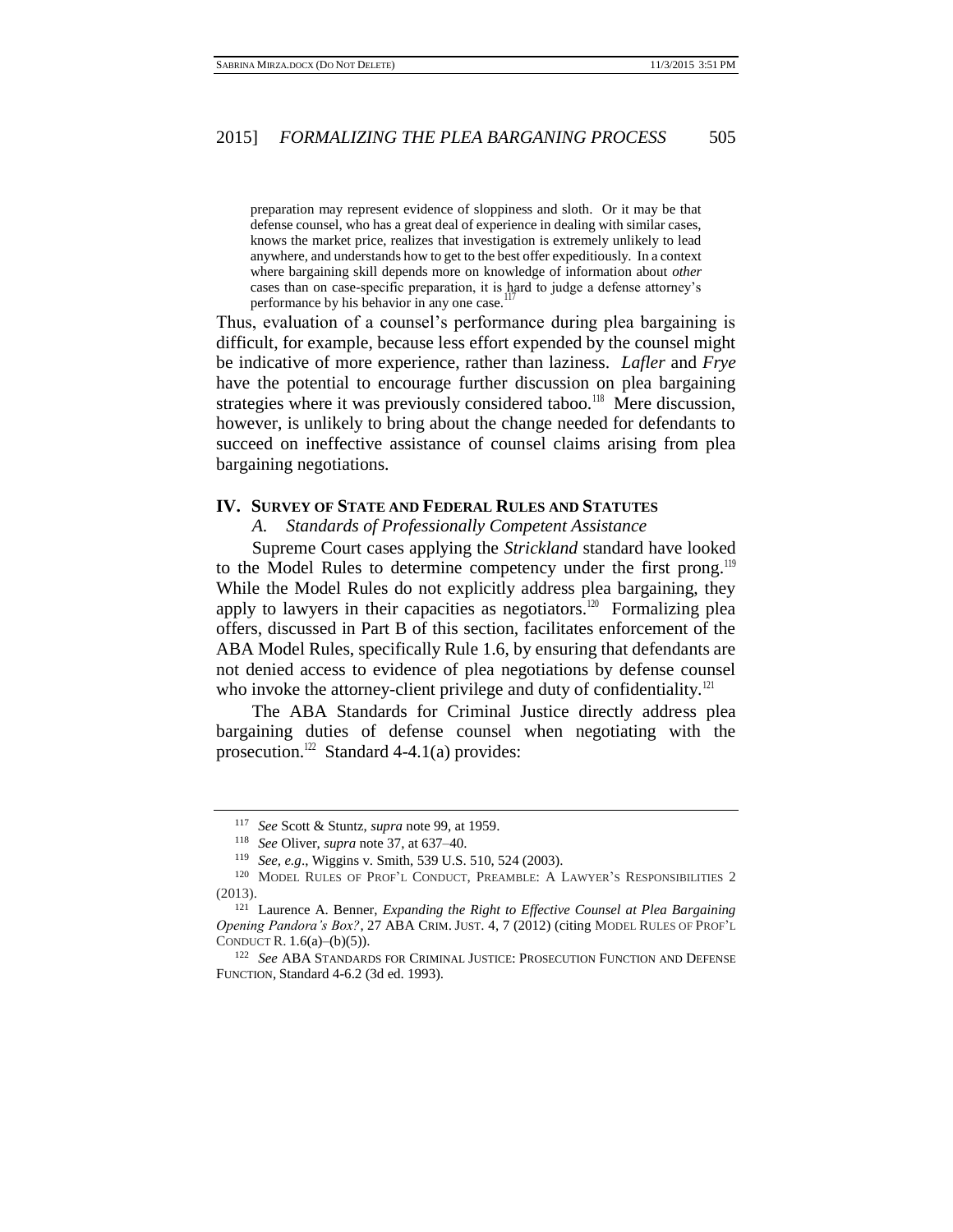> preparation may represent evidence of sloppiness and sloth. Or it may be that defense counsel, who has a great deal of experience in dealing with similar cases, knows the market price, realizes that investigation is extremely unlikely to lead anywhere, and understands how to get to the best offer expeditiously. In a context where bargaining skill depends more on knowledge of information about *other* cases than on case-specific preparation, it is hard to judge a defense attorney's performance by his behavior in any one case.[117]

Thus, evaluation of a counsel's performance during plea bargaining is difficult, for example, because less effort expended by the counsel might be indicative of more experience, rather than laziness. *Lafler* and *Frye* have the potential to encourage further discussion on plea bargaining strategies where it was previously considered taboo.[118] Mere discussion, however, is unlikely to bring about the change needed for defendants to succeed on ineffective assistance of counsel claims arising from plea bargaining negotiations.

## IV. Survey of State and Federal Rules and Statutes

### *A. Standards of Professionally Competent Assistance*

Supreme Court cases applying the *Strickland* standard have looked to the Model Rules to determine competency under the first prong.[119] While the Model Rules do not explicitly address plea bargaining, they apply to lawyers in their capacities as negotiators.[120] Formalizing plea offers, discussed in Part B of this section, facilitates enforcement of the ABA Model Rules, specifically Rule 1.6, by ensuring that defendants are not denied access to evidence of plea negotiations by defense counsel who invoke the attorney-client privilege and duty of confidentiality.[121]

The ABA Standards for Criminal Justice directly address plea bargaining duties of defense counsel when negotiating with the prosecution.[122] Standard 4-4.1(a) provides:

---

[117] *See* Scott & Stuntz, *supra* note 99, at 1959.

[118] *See* Oliver, *supra* note 37, at 637–40.

[119] *See, e.g.*, Wiggins v. Smith, 539 U.S. 510, 524 (2003).

[120] Model Rules of Prof'l Conduct, Preamble: A Lawyer's Responsibilities 2 (2013).

[121] Laurence A. Benner, *Expanding the Right to Effective Counsel at Plea Bargaining Opening Pandora's Box?*, 27 ABA Crim. Just. 4, 7 (2012) (citing Model Rules of Prof'l Conduct R. 1.6(a)–(b)(5)).

[122] *See* ABA Standards for Criminal Justice: Prosecution Function and Defense Function, Standard 4-6.2 (3d ed. 1993).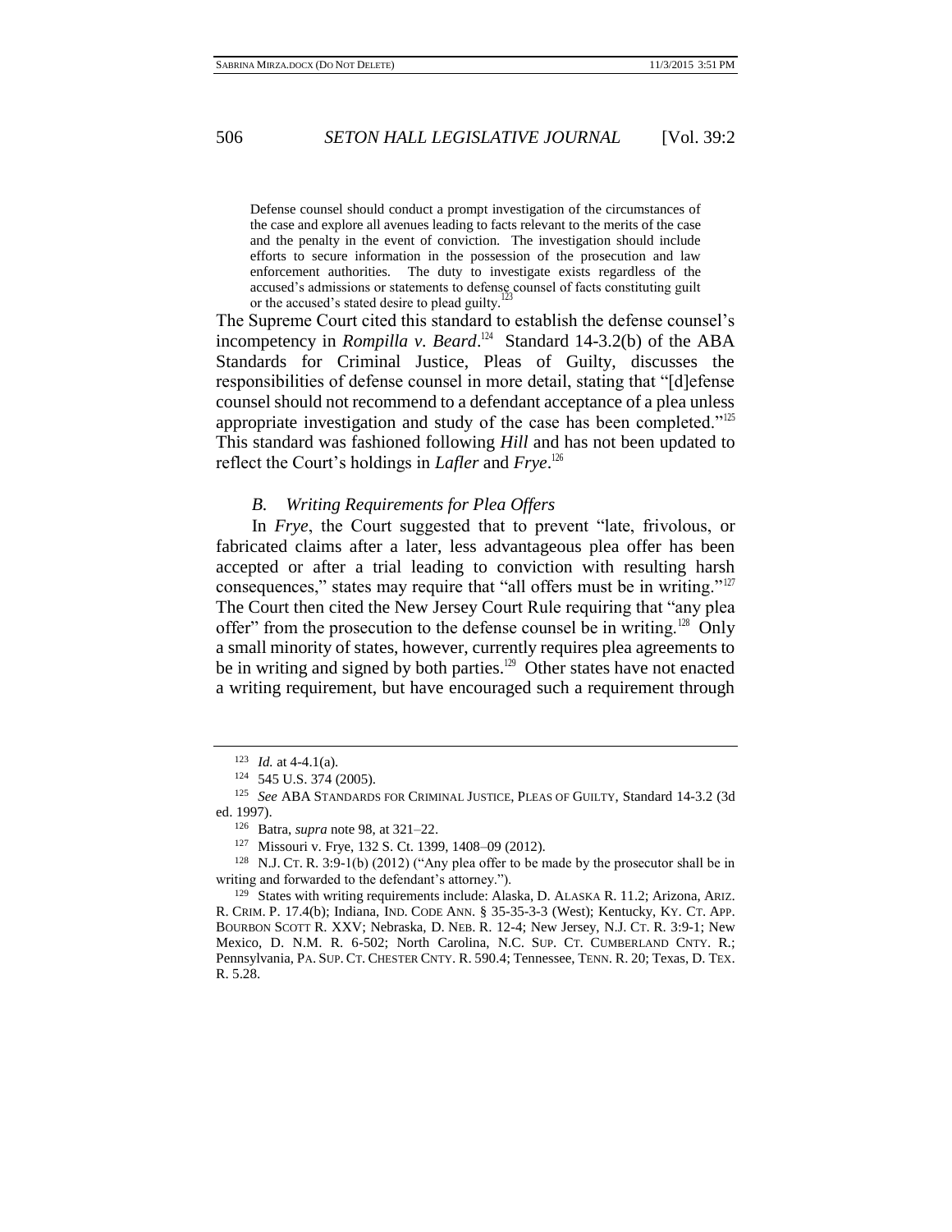> Defense counsel should conduct a prompt investigation of the circumstances of the case and explore all avenues leading to facts relevant to the merits of the case and the penalty in the event of conviction. The investigation should include efforts to secure information in the possession of the prosecution and law enforcement authorities. The duty to investigate exists regardless of the accused's admissions or statements to defense counsel of facts constituting guilt or the accused's stated desire to plead guilty.[123]

The Supreme Court cited this standard to establish the defense counsel's incompetency in *Rompilla v. Beard*.[124] Standard 14-3.2(b) of the ABA Standards for Criminal Justice, Pleas of Guilty, discusses the responsibilities of defense counsel in more detail, stating that "[d]efense counsel should not recommend to a defendant acceptance of a plea unless appropriate investigation and study of the case has been completed."[125] This standard was fashioned following *Hill* and has not been updated to reflect the Court's holdings in *Lafler* and *Frye*.[126]

### *B. Writing Requirements for Plea Offers*

In *Frye*, the Court suggested that to prevent "late, frivolous, or fabricated claims after a later, less advantageous plea offer has been accepted or after a trial leading to conviction with resulting harsh consequences," states may require that "all offers must be in writing."[127] The Court then cited the New Jersey Court Rule requiring that "any plea offer" from the prosecution to the defense counsel be in writing.[128] Only a small minority of states, however, currently requires plea agreements to be in writing and signed by both parties.[129] Other states have not enacted a writing requirement, but have encouraged such a requirement through

---

[123] *Id.* at 4-4.1(a).

[124] 545 U.S. 374 (2005).

[125] *See* ABA STANDARDS FOR CRIMINAL JUSTICE, PLEAS OF GUILTY, Standard 14-3.2 (3d ed. 1997).

[126] Batra, *supra* note 98, at 321–22.

[127] Missouri v. Frye, 132 S. Ct. 1399, 1408–09 (2012).

[128] N.J. CT. R. 3:9-1(b) (2012) ("Any plea offer to be made by the prosecutor shall be in writing and forwarded to the defendant's attorney.").

[129] States with writing requirements include: Alaska, D. ALASKA R. 11.2; Arizona, ARIZ. R. CRIM. P. 17.4(b); Indiana, IND. CODE ANN. § 35-35-3-3 (West); Kentucky, KY. CT. APP. BOURBON SCOTT R. XXV; Nebraska, D. NEB. R. 12-4; New Jersey, N.J. CT. R. 3:9-1; New Mexico, D. N.M. R. 6-502; North Carolina, N.C. SUP. CT. CUMBERLAND CNTY. R.; Pennsylvania, PA. SUP. CT. CHESTER CNTY. R. 590.4; Tennessee, TENN. R. 20; Texas, D. TEX. R. 5.28.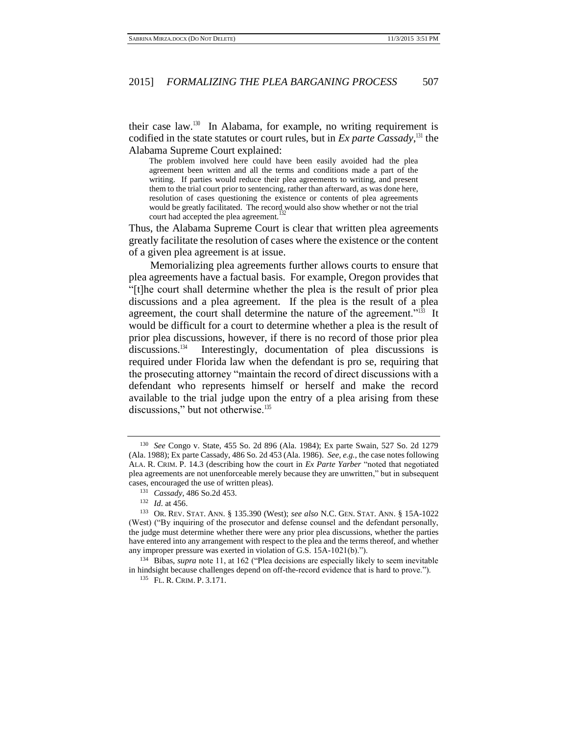their case law.[130] In Alabama, for example, no writing requirement is codified in the state statutes or court rules, but in *Ex parte Cassady*,[131] the Alabama Supreme Court explained:

> The problem involved here could have been easily avoided had the plea agreement been written and all the terms and conditions made a part of the writing. If parties would reduce their plea agreements to writing, and present them to the trial court prior to sentencing, rather than afterward, as was done here, resolution of cases questioning the existence or contents of plea agreements would be greatly facilitated. The record would also show whether or not the trial court had accepted the plea agreement.[132]

Thus, the Alabama Supreme Court is clear that written plea agreements greatly facilitate the resolution of cases where the existence or the content of a given plea agreement is at issue.

Memorializing plea agreements further allows courts to ensure that plea agreements have a factual basis. For example, Oregon provides that "[t]he court shall determine whether the plea is the result of prior plea discussions and a plea agreement. If the plea is the result of a plea agreement, the court shall determine the nature of the agreement."[133] It would be difficult for a court to determine whether a plea is the result of prior plea discussions, however, if there is no record of those prior plea discussions.[134] Interestingly, documentation of plea discussions is required under Florida law when the defendant is pro se, requiring that the prosecuting attorney "maintain the record of direct discussions with a defendant who represents himself or herself and make the record available to the trial judge upon the entry of a plea arising from these discussions," but not otherwise.[135]

---

[130] *See* Congo v. State, 455 So. 2d 896 (Ala. 1984); Ex parte Swain, 527 So. 2d 1279 (Ala. 1988); Ex parte Cassady, 486 So. 2d 453 (Ala. 1986). *See, e.g.*, the case notes following ALA. R. CRIM. P. 14.3 (describing how the court in *Ex Parte Yarber* "noted that negotiated plea agreements are not unenforceable merely because they are unwritten," but in subsequent cases, encouraged the use of written pleas).

[131] *Cassady*, 486 So.2d 453.

[132] *Id*. at 456.

[133] OR. REV. STAT. ANN. § 135.390 (West); *see also* N.C. GEN. STAT. ANN. § 15A-1022 (West) ("By inquiring of the prosecutor and defense counsel and the defendant personally, the judge must determine whether there were any prior plea discussions, whether the parties have entered into any arrangement with respect to the plea and the terms thereof, and whether any improper pressure was exerted in violation of G.S. 15A-1021(b).").

[134] Bibas, *supra* note 11, at 162 ("Plea decisions are especially likely to seem inevitable in hindsight because challenges depend on off-the-record evidence that is hard to prove.").

[135] FL. R. CRIM. P. 3.171.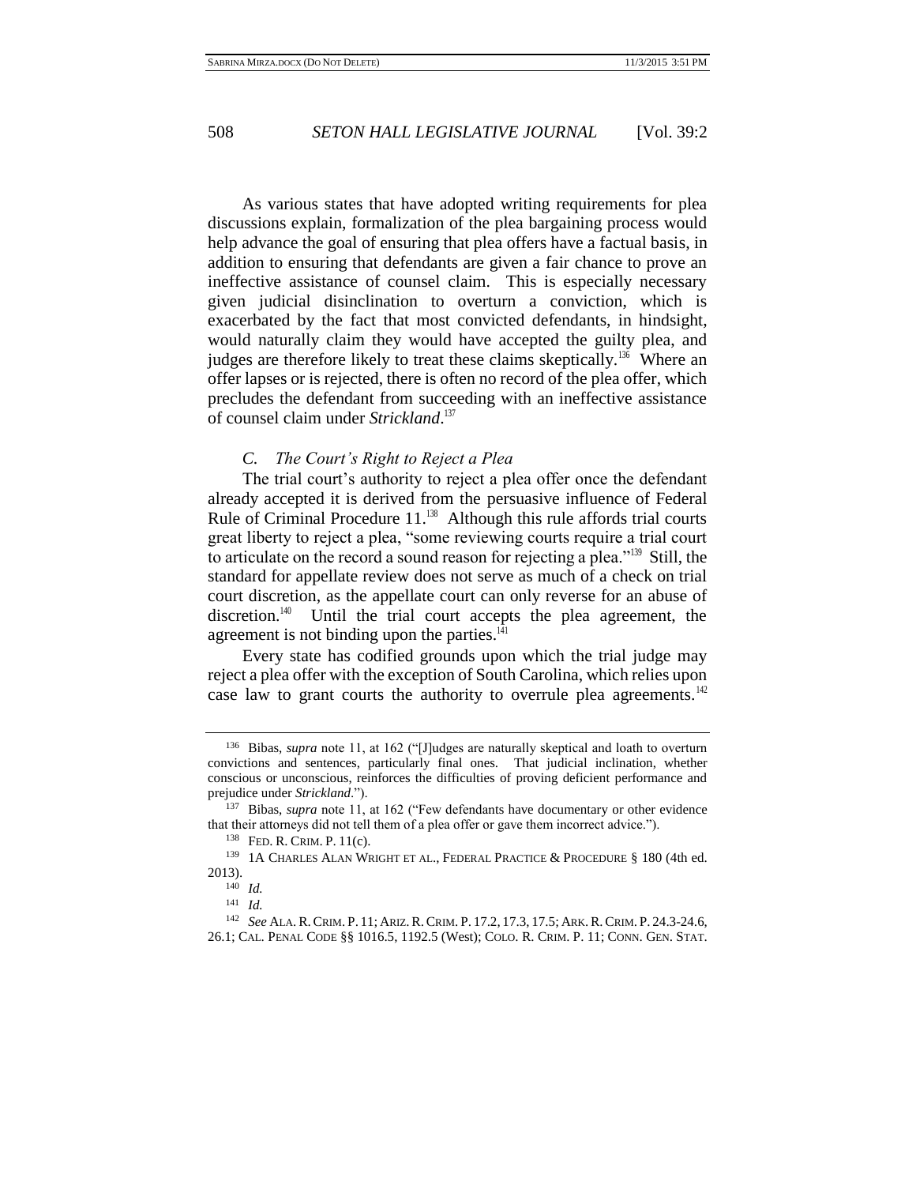As various states that have adopted writing requirements for plea discussions explain, formalization of the plea bargaining process would help advance the goal of ensuring that plea offers have a factual basis, in addition to ensuring that defendants are given a fair chance to prove an ineffective assistance of counsel claim. This is especially necessary given judicial disinclination to overturn a conviction, which is exacerbated by the fact that most convicted defendants, in hindsight, would naturally claim they would have accepted the guilty plea, and judges are therefore likely to treat these claims skeptically.[136] Where an offer lapses or is rejected, there is often no record of the plea offer, which precludes the defendant from succeeding with an ineffective assistance of counsel claim under *Strickland*.[137]

### *C. The Court's Right to Reject a Plea*

The trial court's authority to reject a plea offer once the defendant already accepted it is derived from the persuasive influence of Federal Rule of Criminal Procedure 11.[138] Although this rule affords trial courts great liberty to reject a plea, "some reviewing courts require a trial court to articulate on the record a sound reason for rejecting a plea."[139] Still, the standard for appellate review does not serve as much of a check on trial court discretion, as the appellate court can only reverse for an abuse of discretion.[140] Until the trial court accepts the plea agreement, the agreement is not binding upon the parties.[141]

Every state has codified grounds upon which the trial judge may reject a plea offer with the exception of South Carolina, which relies upon case law to grant courts the authority to overrule plea agreements.[142]

---

[136] Bibas, *supra* note 11, at 162 ("[J]udges are naturally skeptical and loath to overturn convictions and sentences, particularly final ones. That judicial inclination, whether conscious or unconscious, reinforces the difficulties of proving deficient performance and prejudice under *Strickland*.").

[137] Bibas, *supra* note 11, at 162 ("Few defendants have documentary or other evidence that their attorneys did not tell them of a plea offer or gave them incorrect advice.").

[138] FED. R. CRIM. P. 11(c).

[139] 1A CHARLES ALAN WRIGHT ET AL., FEDERAL PRACTICE & PROCEDURE § 180 (4th ed. 2013).

[140] *Id.*

[141] *Id.*

[142] *See* ALA. R. CRIM. P. 11; ARIZ. R. CRIM. P. 17.2, 17.3, 17.5; ARK. R. CRIM. P. 24.3-24.6, 26.1; CAL. PENAL CODE §§ 1016.5, 1192.5 (West); COLO. R. CRIM. P. 11; CONN. GEN. STAT.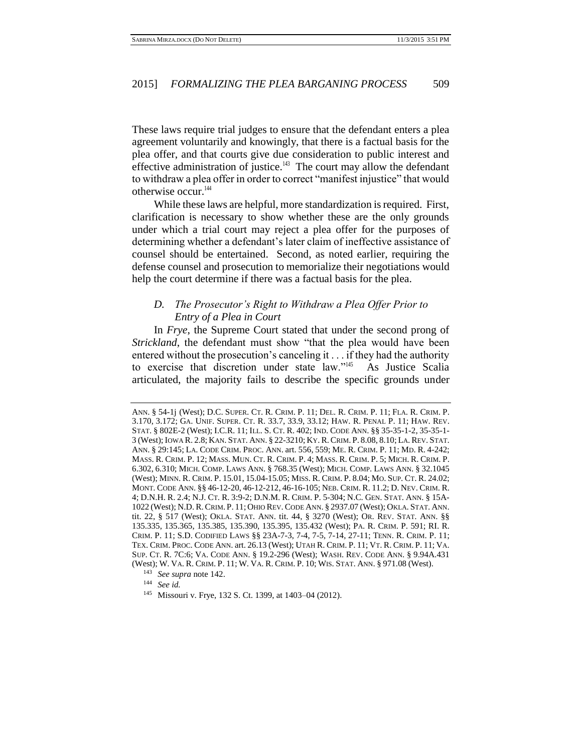These laws require trial judges to ensure that the defendant enters a plea agreement voluntarily and knowingly, that there is a factual basis for the plea offer, and that courts give due consideration to public interest and effective administration of justice.[143] The court may allow the defendant to withdraw a plea offer in order to correct "manifest injustice" that would otherwise occur.[144]

While these laws are helpful, more standardization is required. First, clarification is necessary to show whether these are the only grounds under which a trial court may reject a plea offer for the purposes of determining whether a defendant's later claim of ineffective assistance of counsel should be entertained. Second, as noted earlier, requiring the defense counsel and prosecution to memorialize their negotiations would help the court determine if there was a factual basis for the plea.

### *D. The Prosecutor's Right to Withdraw a Plea Offer Prior to Entry of a Plea in Court*

In *Frye*, the Supreme Court stated that under the second prong of *Strickland*, the defendant must show "that the plea would have been entered without the prosecution's canceling it . . . if they had the authority to exercise that discretion under state law."[145] As Justice Scalia articulated, the majority fails to describe the specific grounds under

---

ANN. § 54-1j (West); D.C. SUPER. CT. R. CRIM. P. 11; DEL. R. CRIM. P. 11; FLA. R. CRIM. P. 3.170, 3.172; GA. UNIF. SUPER. CT. R. 33.7, 33.9, 33.12; HAW. R. PENAL P. 11; HAW. REV. STAT. § 802E-2 (West); I.C.R. 11; ILL. S. CT. R. 402; IND. CODE ANN. §§ 35-35-1-2, 35-35-1-3 (West); IOWA R. 2.8; KAN. STAT. ANN. § 22-3210; KY. R. CRIM. P. 8.08, 8.10; LA. REV. STAT. ANN. § 29:145; LA. CODE CRIM. PROC. ANN. art. 556, 559; ME. R. CRIM. P. 11; MD. R. 4-242; MASS. R. CRIM. P. 12; MASS. MUN. CT. R. CRIM. P. 4; MASS. R. CRIM. P. 5; MICH. R. CRIM. P. 6.302, 6.310; MICH. COMP. LAWS ANN. § 768.35 (West); MICH. COMP. LAWS ANN. § 32.1045 (West); MINN. R. CRIM. P. 15.01, 15.04-15.05; MISS. R. CRIM. P. 8.04; MO. SUP. CT. R. 24.02; MONT. CODE ANN. §§ 46-12-20, 46-12-212, 46-16-105; NEB. CRIM. R. 11.2; D. NEV. CRIM. R. 4; D.N.H. R. 2.4; N.J. CT. R. 3:9-2; D.N.M. R. CRIM. P. 5-304; N.C. GEN. STAT. ANN. § 15A-1022 (West); N.D. R. CRIM. P. 11; OHIO REV. CODE ANN. § 2937.07 (West); OKLA. STAT. ANN. tit. 22, § 517 (West); OKLA. STAT. ANN. tit. 44, § 3270 (West); OR. REV. STAT. ANN. §§ 135.335, 135.365, 135.385, 135.390, 135.395, 135.432 (West); PA. R. CRIM. P. 591; RI. R. CRIM. P. 11; S.D. CODIFIED LAWS §§ 23A-7-3, 7-4, 7-5, 7-14, 27-11; TENN. R. CRIM. P. 11; TEX. CRIM. PROC. CODE ANN. art. 26.13 (West); UTAH R. CRIM. P. 11; VT. R. CRIM. P. 11; VA. SUP. CT. R. 7C:6; VA. CODE ANN. § 19.2-296 (West); WASH. REV. CODE ANN. § 9.94A.431 (West); W. VA. R. CRIM. P. 11; W. VA. R. CRIM. P. 10; WIS. STAT. ANN. § 971.08 (West).

[143] *See supra* note 142.

[144] *See id.*

[145] Missouri v. Frye, 132 S. Ct. 1399, at 1403–04 (2012).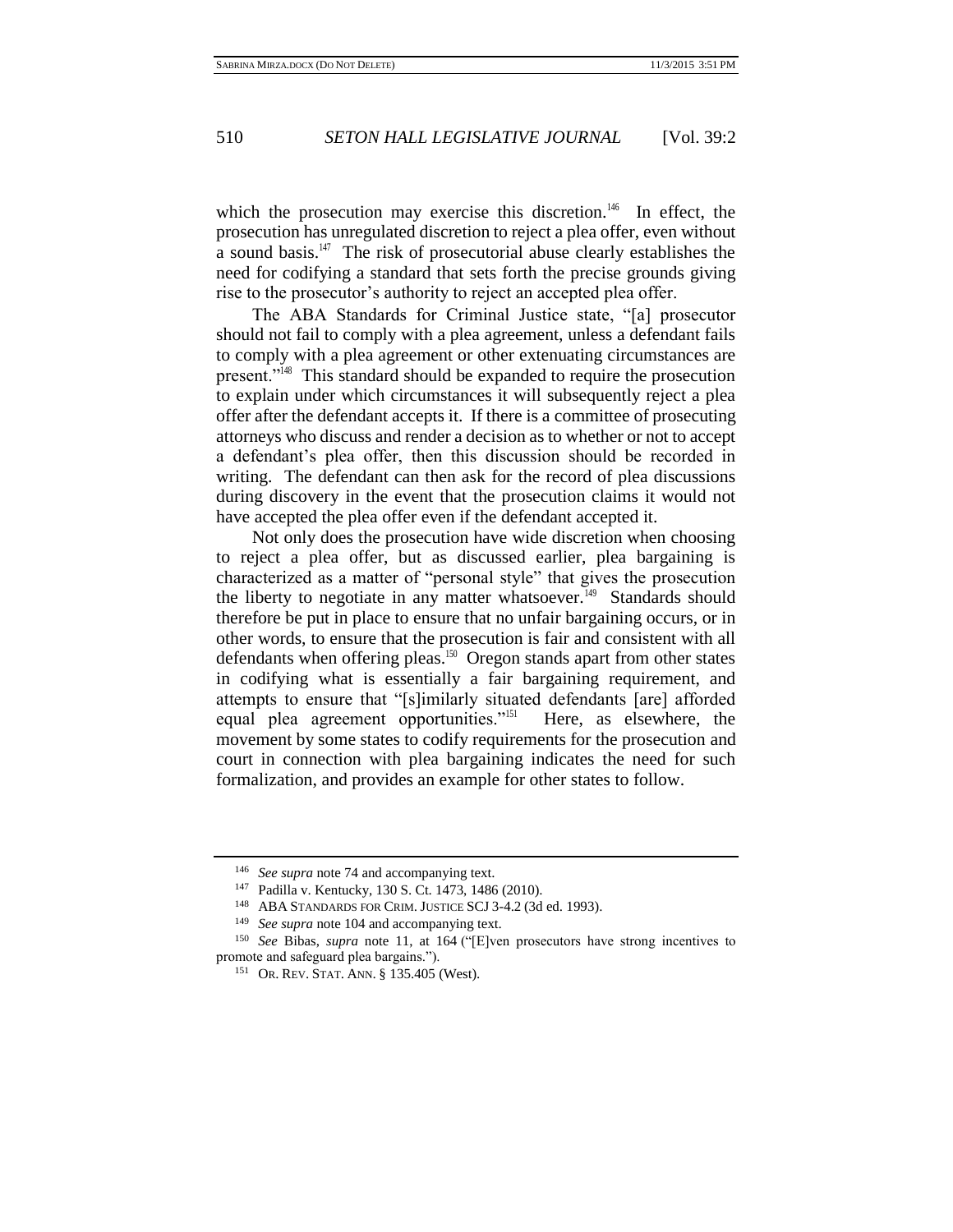which the prosecution may exercise this discretion.[146] In effect, the prosecution has unregulated discretion to reject a plea offer, even without a sound basis.[147] The risk of prosecutorial abuse clearly establishes the need for codifying a standard that sets forth the precise grounds giving rise to the prosecutor's authority to reject an accepted plea offer.

The ABA Standards for Criminal Justice state, "[a] prosecutor should not fail to comply with a plea agreement, unless a defendant fails to comply with a plea agreement or other extenuating circumstances are present."[148] This standard should be expanded to require the prosecution to explain under which circumstances it will subsequently reject a plea offer after the defendant accepts it. If there is a committee of prosecuting attorneys who discuss and render a decision as to whether or not to accept a defendant's plea offer, then this discussion should be recorded in writing. The defendant can then ask for the record of plea discussions during discovery in the event that the prosecution claims it would not have accepted the plea offer even if the defendant accepted it.

Not only does the prosecution have wide discretion when choosing to reject a plea offer, but as discussed earlier, plea bargaining is characterized as a matter of "personal style" that gives the prosecution the liberty to negotiate in any matter whatsoever.[149] Standards should therefore be put in place to ensure that no unfair bargaining occurs, or in other words, to ensure that the prosecution is fair and consistent with all defendants when offering pleas.[150] Oregon stands apart from other states in codifying what is essentially a fair bargaining requirement, and attempts to ensure that "[s]imilarly situated defendants [are] afforded equal plea agreement opportunities."[151] Here, as elsewhere, the movement by some states to codify requirements for the prosecution and court in connection with plea bargaining indicates the need for such formalization, and provides an example for other states to follow.

---

[146] *See supra* note 74 and accompanying text.

[147] Padilla v. Kentucky, 130 S. Ct. 1473, 1486 (2010).

[148] ABA STANDARDS FOR CRIM. JUSTICE SCJ 3-4.2 (3d ed. 1993).

[149] *See supra* note 104 and accompanying text.

[150] *See* Bibas, *supra* note 11, at 164 ("[E]ven prosecutors have strong incentives to promote and safeguard plea bargains.").

[151] OR. REV. STAT. ANN. § 135.405 (West).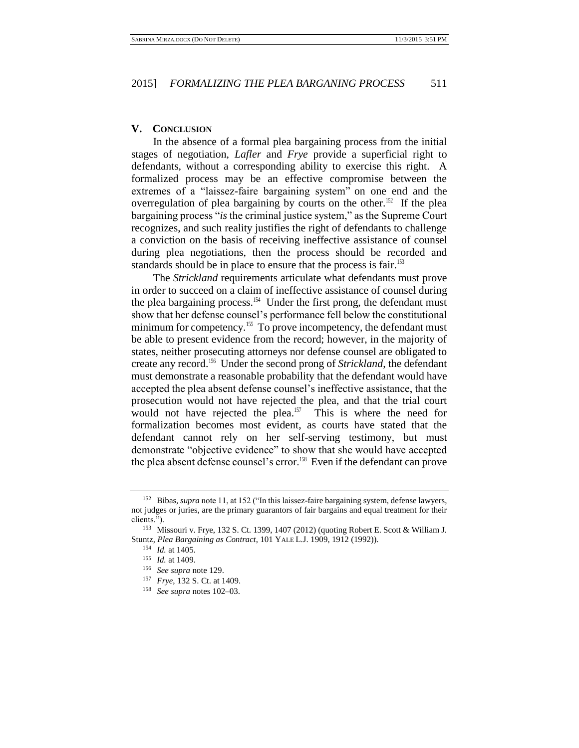## V. Conclusion

In the absence of a formal plea bargaining process from the initial stages of negotiation, *Lafler* and *Frye* provide a superficial right to defendants, without a corresponding ability to exercise this right. A formalized process may be an effective compromise between the extremes of a "laissez-faire bargaining system" on one end and the overregulation of plea bargaining by courts on the other.[152] If the plea bargaining process "*is* the criminal justice system," as the Supreme Court recognizes, and such reality justifies the right of defendants to challenge a conviction on the basis of receiving ineffective assistance of counsel during plea negotiations, then the process should be recorded and standards should be in place to ensure that the process is fair.[153]

The *Strickland* requirements articulate what defendants must prove in order to succeed on a claim of ineffective assistance of counsel during the plea bargaining process.[154] Under the first prong, the defendant must show that her defense counsel's performance fell below the constitutional minimum for competency.[155] To prove incompetency, the defendant must be able to present evidence from the record; however, in the majority of states, neither prosecuting attorneys nor defense counsel are obligated to create any record.[156] Under the second prong of *Strickland*, the defendant must demonstrate a reasonable probability that the defendant would have accepted the plea absent defense counsel's ineffective assistance, that the prosecution would not have rejected the plea, and that the trial court would not have rejected the plea.[157] This is where the need for formalization becomes most evident, as courts have stated that the defendant cannot rely on her self-serving testimony, but must demonstrate "objective evidence" to show that she would have accepted the plea absent defense counsel's error.[158] Even if the defendant can prove

---

[152] Bibas, *supra* note 11, at 152 ("In this laissez-faire bargaining system, defense lawyers, not judges or juries, are the primary guarantors of fair bargains and equal treatment for their clients.").

[153] Missouri v. Frye, 132 S. Ct. 1399, 1407 (2012) (quoting Robert E. Scott & William J. Stuntz, *Plea Bargaining as Contract*, 101 YALE L.J. 1909, 1912 (1992)).

[154] *Id.* at 1405.

[155] *Id.* at 1409.

[156] *See supra* note 129.

[157] *Frye*, 132 S. Ct. at 1409.

[158] *See supra* notes 102–03.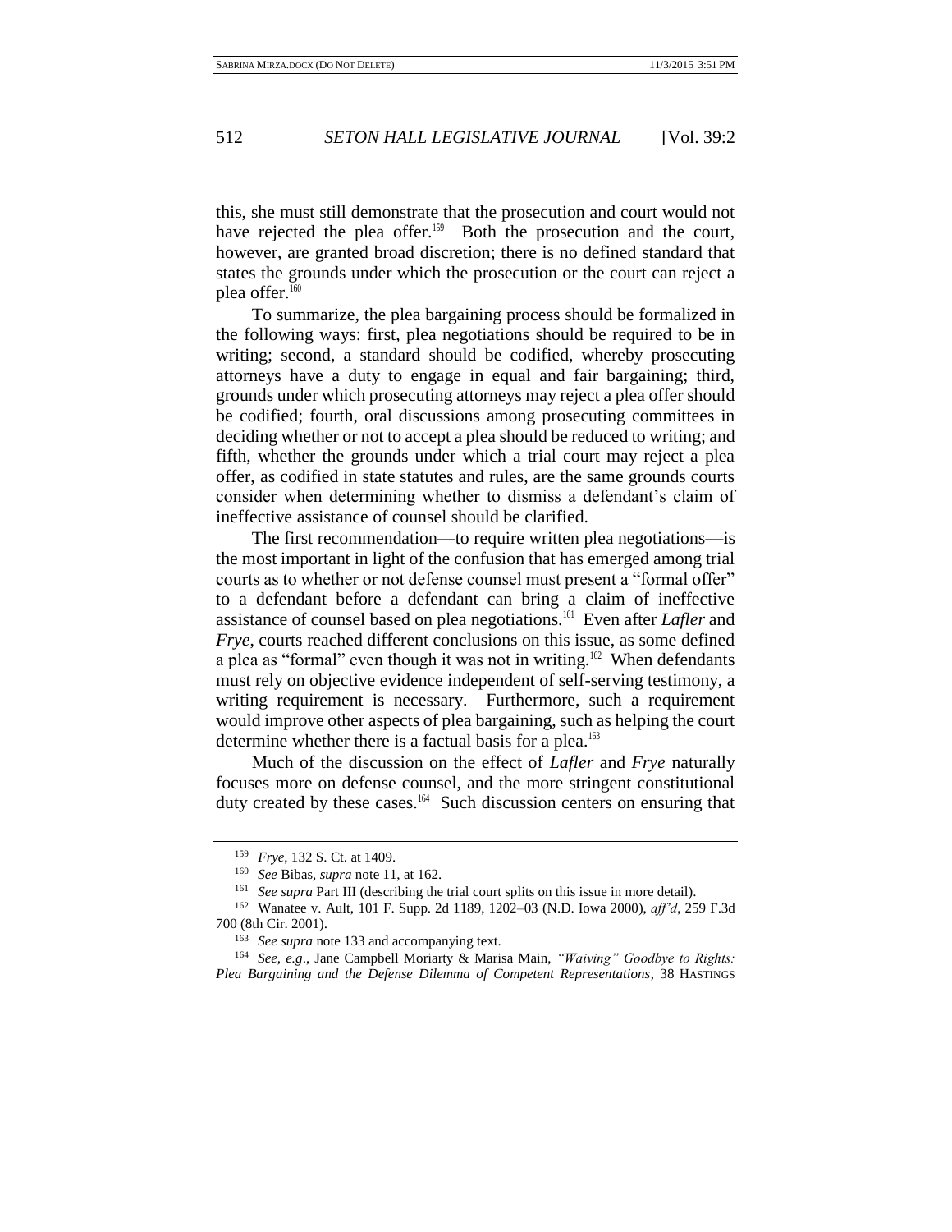this, she must still demonstrate that the prosecution and court would not have rejected the plea offer.[159] Both the prosecution and the court, however, are granted broad discretion; there is no defined standard that states the grounds under which the prosecution or the court can reject a plea offer.[160]

To summarize, the plea bargaining process should be formalized in the following ways: first, plea negotiations should be required to be in writing; second, a standard should be codified, whereby prosecuting attorneys have a duty to engage in equal and fair bargaining; third, grounds under which prosecuting attorneys may reject a plea offer should be codified; fourth, oral discussions among prosecuting committees in deciding whether or not to accept a plea should be reduced to writing; and fifth, whether the grounds under which a trial court may reject a plea offer, as codified in state statutes and rules, are the same grounds courts consider when determining whether to dismiss a defendant's claim of ineffective assistance of counsel should be clarified.

The first recommendation—to require written plea negotiations—is the most important in light of the confusion that has emerged among trial courts as to whether or not defense counsel must present a "formal offer" to a defendant before a defendant can bring a claim of ineffective assistance of counsel based on plea negotiations.[161] Even after *Lafler* and *Frye*, courts reached different conclusions on this issue, as some defined a plea as "formal" even though it was not in writing.[162] When defendants must rely on objective evidence independent of self-serving testimony, a writing requirement is necessary. Furthermore, such a requirement would improve other aspects of plea bargaining, such as helping the court determine whether there is a factual basis for a plea.[163]

Much of the discussion on the effect of *Lafler* and *Frye* naturally focuses more on defense counsel, and the more stringent constitutional duty created by these cases.[164] Such discussion centers on ensuring that

---

[159] *Frye*, 132 S. Ct. at 1409.

[160] *See* Bibas, *supra* note 11, at 162.

[161] *See supra* Part III (describing the trial court splits on this issue in more detail).

[162] Wanatee v. Ault, 101 F. Supp. 2d 1189, 1202–03 (N.D. Iowa 2000), *aff'd*, 259 F.3d 700 (8th Cir. 2001).

[163] *See supra* note 133 and accompanying text.

[164] *See, e.g.*, Jane Campbell Moriarty & Marisa Main, *"Waiving" Goodbye to Rights: Plea Bargaining and the Defense Dilemma of Competent Representations*, 38 HASTINGS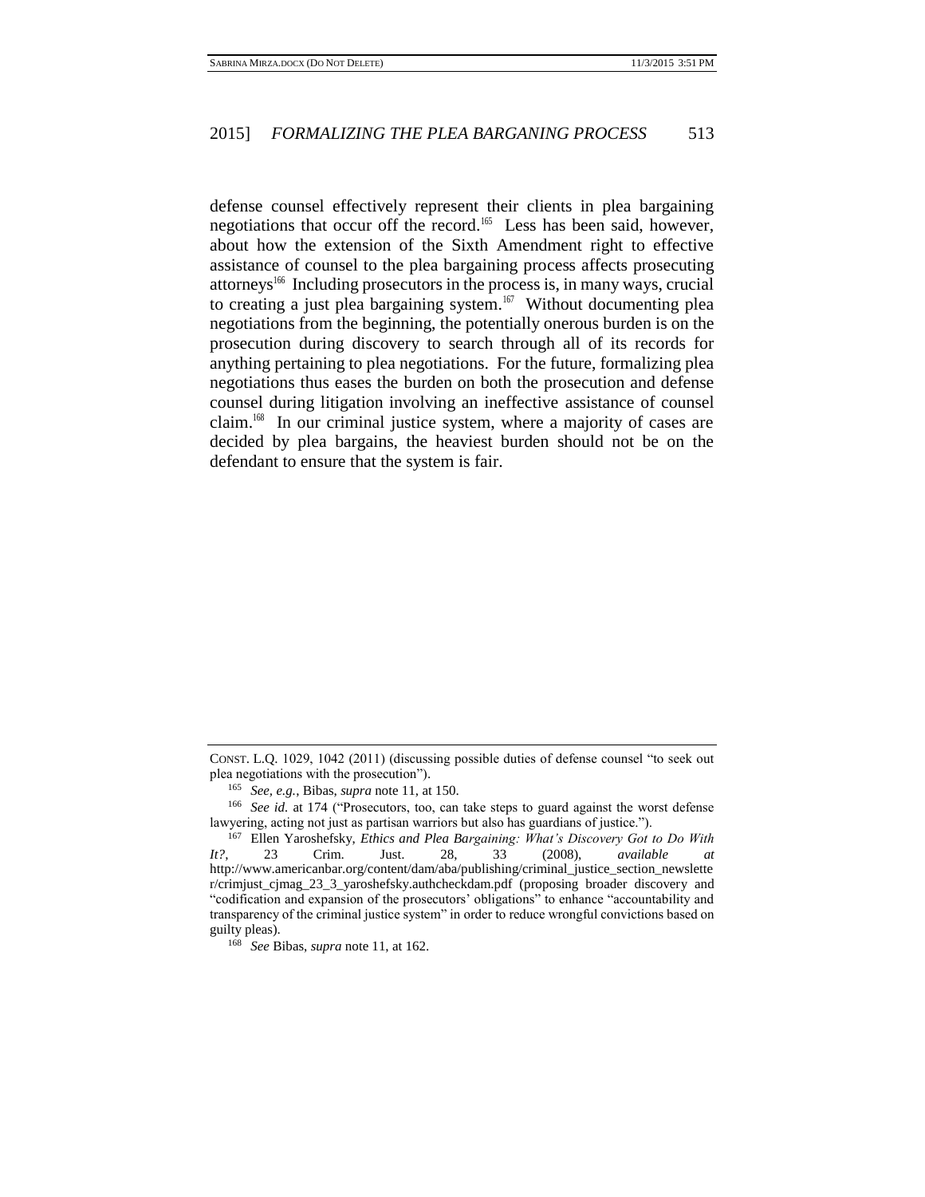defense counsel effectively represent their clients in plea bargaining negotiations that occur off the record.[165] Less has been said, however, about how the extension of the Sixth Amendment right to effective assistance of counsel to the plea bargaining process affects prosecuting attorneys[166] Including prosecutors in the process is, in many ways, crucial to creating a just plea bargaining system.[167] Without documenting plea negotiations from the beginning, the potentially onerous burden is on the prosecution during discovery to search through all of its records for anything pertaining to plea negotiations. For the future, formalizing plea negotiations thus eases the burden on both the prosecution and defense counsel during litigation involving an ineffective assistance of counsel claim.[168] In our criminal justice system, where a majority of cases are decided by plea bargains, the heaviest burden should not be on the defendant to ensure that the system is fair.

---

CONST. L.Q. 1029, 1042 (2011) (discussing possible duties of defense counsel "to seek out plea negotiations with the prosecution").

[165] *See, e.g.*, Bibas, *supra* note 11, at 150.

[166] *See id.* at 174 ("Prosecutors, too, can take steps to guard against the worst defense lawyering, acting not just as partisan warriors but also has guardians of justice.").

[167] Ellen Yaroshefsky, *Ethics and Plea Bargaining: What's Discovery Got to Do With It?*, 23 Crim. Just. 28, 33 (2008), *available at* http://www.americanbar.org/content/dam/aba/publishing/criminal_justice_section_newsletter/crimjust_cjmag_23_3_yaroshefsky.authcheckdam.pdf (proposing broader discovery and "codification and expansion of the prosecutors' obligations" to enhance "accountability and transparency of the criminal justice system" in order to reduce wrongful convictions based on guilty pleas).

[168] *See* Bibas, *supra* note 11, at 162.